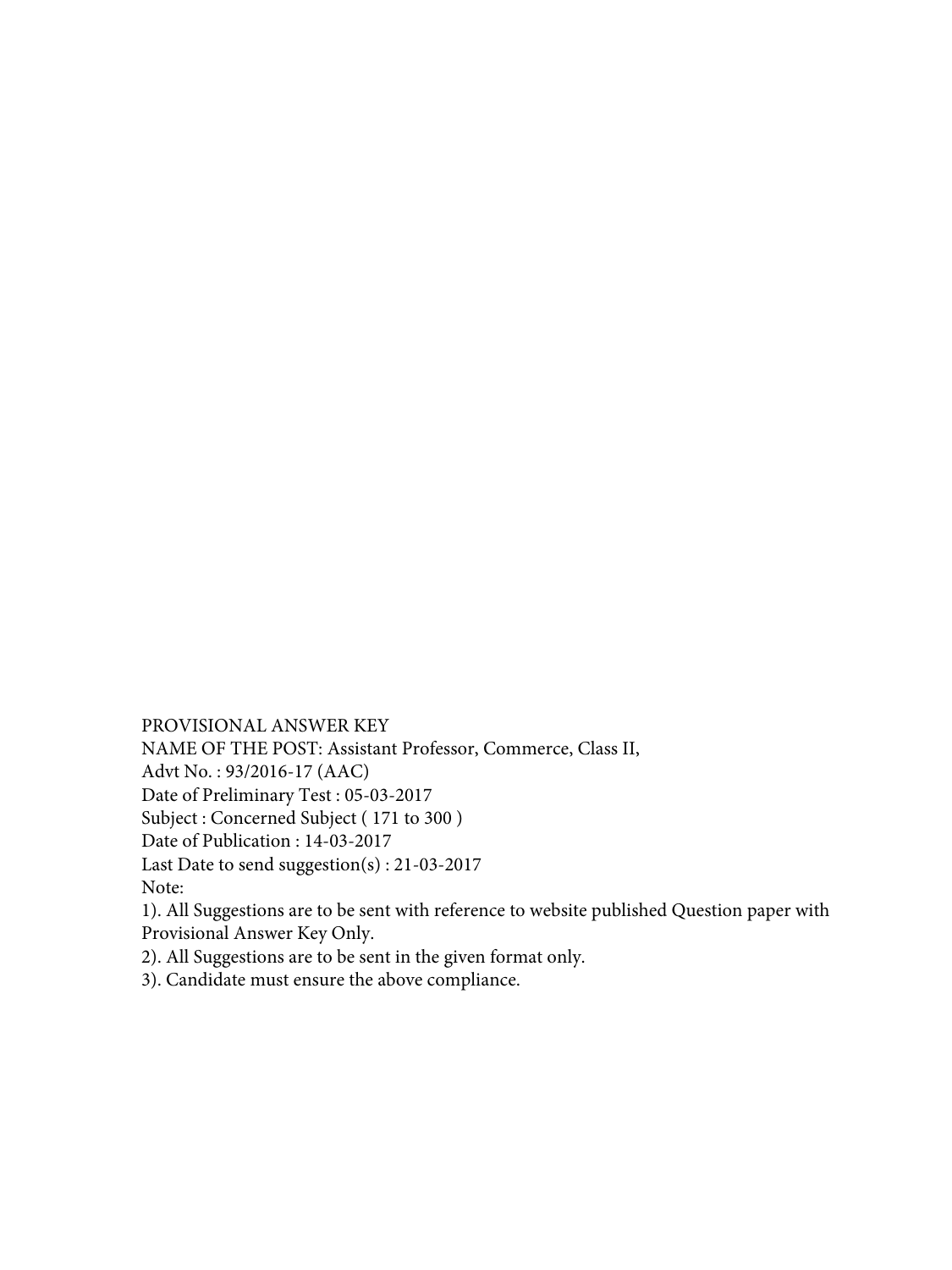PROVISIONAL ANSWER KEY

NAME OF THE POST: Assistant Professor, Commerce, Class II,

Advt No. : 93/2016-17 (AAC)

Date of Preliminary Test : 05-03-2017

Subject : Concerned Subject ( 171 to 300 )

Date of Publication : 14-03-2017

Last Date to send suggestion(s) : 21-03-2017

Note:

1). All Suggestions are to be sent with reference to website published Question paper with Provisional Answer Key Only.

2). All Suggestions are to be sent in the given format only.

3). Candidate must ensure the above compliance.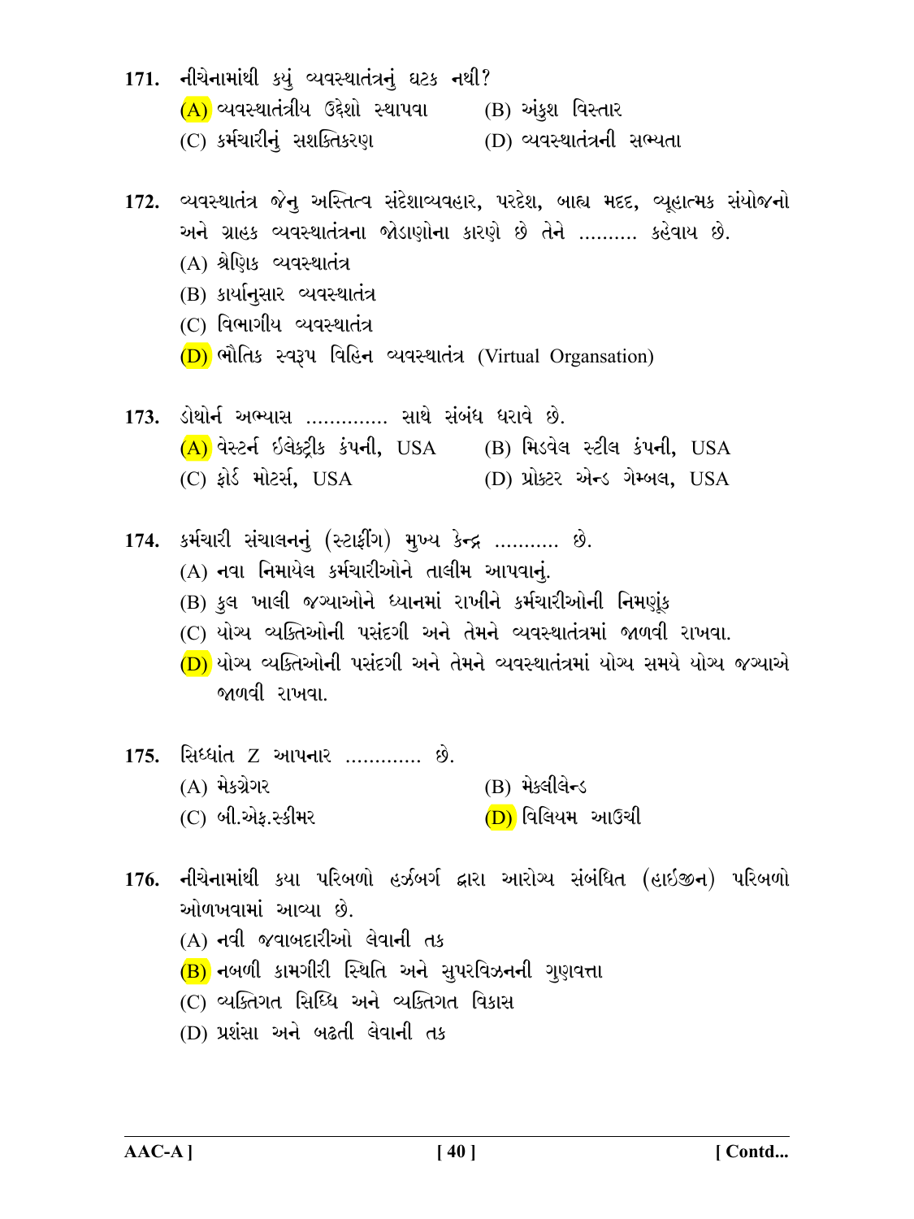171. નીચેનામાંથી કયું વ્યવસ્થાતંત્રનું ઘટક નથી?

(A) વ્યવસ્થાતંત્રીય ઉદ્દેશો સ્થાપવા (B) અંકુશ વિસ્તાર

(C) કર્મચારીનું સશક્તિકરણ (D) વ્યવસ્થાતંત્રની સભ્યતા

172. વ્યવસ્થાતંત્ર જેનુ અસ્તિત્વ સંદેશાવ્યવહાર, પરદેશ, બાહ્ય મદદ, વ્યૂહાત્મક સંયોજનો અને ગ્રાહક વ્યવસ્થાતંત્રના જોડાણોના કારણે છે તેને .......... કહેવાય છે.

(A) શ્રેણિક વ્યવસ્થાતંત્ર

(B) કાર્યાનુસાર વ્યવસ્થાતંત્ર

(C) વિભાગીય વ્યવસ્થાતંત્ર

(D) ભૌતિક સ્વરૂપ વિહિન વ્યવસ્થાતંત્ર (Virtual Organsation)

173. ડોથોર્ન અભ્યાસ .............. સાથે સંબંધ ધરાવે છે.

(A) વેસ્ટર્ન ઈલેક્ટ્રીક કંપની, USA (B) મિડવેલ સ્ટીલ કંપની, USA

(C) ફોર્ડ મોટર્સ, USA (D) પ્રોક્ટર એન્ડ ગેમ્બલ, USA

174. કર્મચારી સંચાલનનું (સ્ટાફીંગ) મુખ્ય કેન્દ્ર ........... છે.

(A) નવા નિમાયેલ કર્મચારીઓને તાલીમ આપવાનું.

(B) કુલ ખાલી જગ્યાઓને ધ્યાનમાં રાખીને કર્મચારીઓની નિમણૂંક

(C) યોગ્ય વ્યક્તિઓની પસંદગી અને તેમને વ્યવસ્થાતંત્રમાં જાળવી રાખવા.

(D) યોગ્ય વ્યક્તિઓની પસંદગી અને તેમને વ્યવસ્થાતંત્રમાં યોગ્ય સમયે યોગ્ય જગ્યાએ જાળવી રાખવા.

175. સિધ્ધાંત Z આપનાર ............. છે.

(A) મેકગ્રેગર (B) મેક્લીલેન્ડ

(C) બી.એફ.સ્કીમર (D) વિલિયમ આઉચી

176. નીચેનામાંથી કયા પરિબળો હર્ઝબર્ગ દ્વારા આરોગ્ય સંબંધિત (હાઈજીન) પરિબળો ઓળખવામાં આવ્યા છે.

(A) નવી જવાબદારીઓ લેવાની તક

(B) નબળી કામગીરી સ્થિતિ અને સુપરવિઝનની ગુણવત્તા

(C) વ્યક્તિગત સિધ્ધિ અને વ્યક્તિગત વિકાસ

(D) પ્રશંસા અને બઢતી લેવાની તક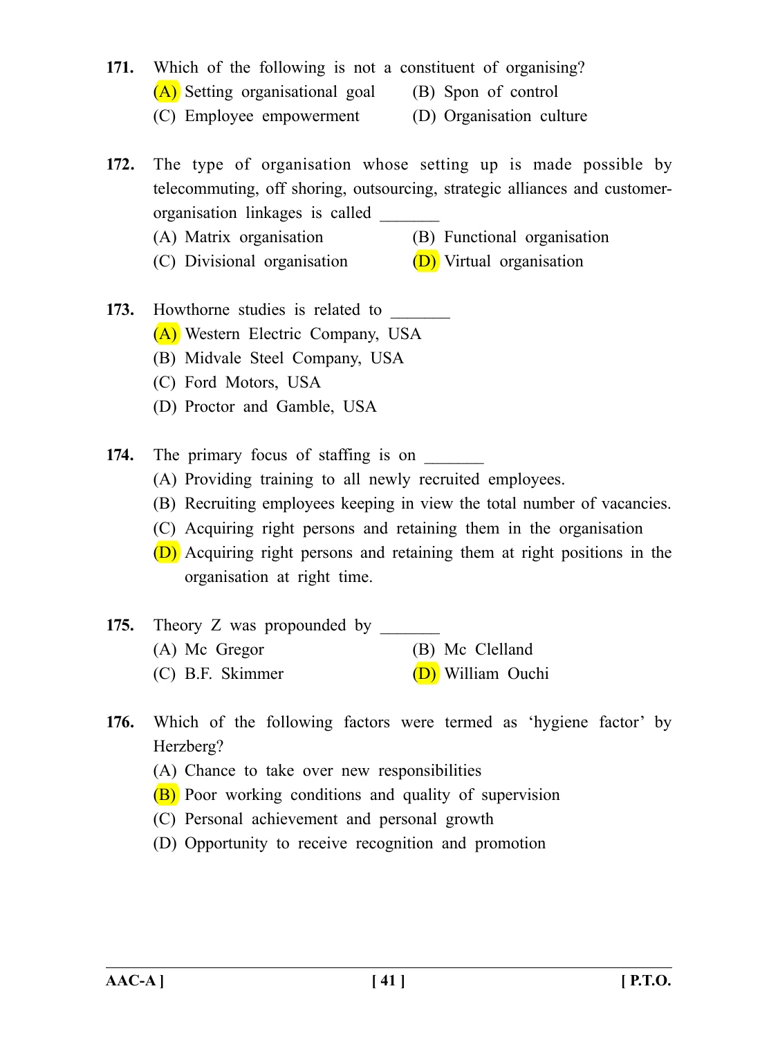171. Which of the following is not a constituent of organising?

(A) Setting organisational goal
(B) Spon of control
(C) Employee empowerment
(D) Organisation culture

172. The type of organisation whose setting up is made possible by telecommuting, off shoring, outsourcing, strategic alliances and customer-organisation linkages is called _______

(A) Matrix organisation
(B) Functional organisation
(C) Divisional organisation
(D) Virtual organisation

173. Howthorne studies is related to _______

(A) Western Electric Company, USA
(B) Midvale Steel Company, USA
(C) Ford Motors, USA
(D) Proctor and Gamble, USA

174. The primary focus of staffing is on _______

(A) Providing training to all newly recruited employees.
(B) Recruiting employees keeping in view the total number of vacancies.
(C) Acquiring right persons and retaining them in the organisation
(D) Acquiring right persons and retaining them at right positions in the organisation at right time.

175. Theory Z was propounded by _______

(A) Mc Gregor
(B) Mc Clelland
(C) B.F. Skimmer
(D) William Ouchi

176. Which of the following factors were termed as 'hygiene factor' by Herzberg?

(A) Chance to take over new responsibilities
(B) Poor working conditions and quality of supervision
(C) Personal achievement and personal growth
(D) Opportunity to receive recognition and promotion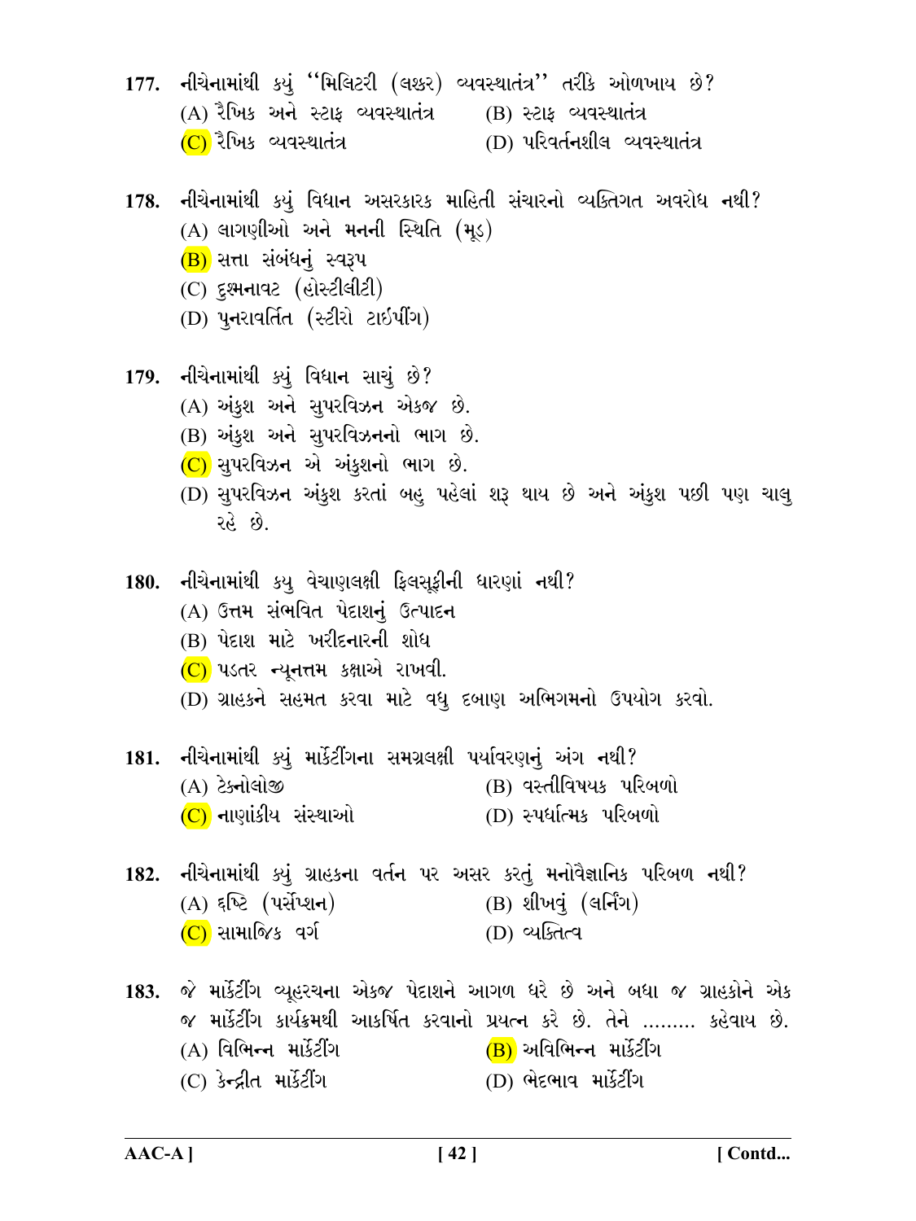177. નીચેનામાંથી કયું ''મિલિટરી (લશ્કર) વ્યવસ્થાતંત્ર'' તરીકે ઓળખાય છે?

(A) રૈખિક અને સ્ટાફ વ્યવસ્થાતંત્ર
(B) સ્ટાફ વ્યવસ્થાતંત્ર
(C) રૈખિક વ્યવસ્થાતંત્ર
(D) પરિવર્તનશીલ વ્યવસ્થાતંત્ર

178. નીચેનામાંથી કયું વિધાન અસરકારક માહિતી સંચારનો વ્યક્તિગત અવરોધ નથી?

(A) લાગણીઓ અને મનની સ્થિતિ (મૂડ)
(B) સત્તા સંબંધનું સ્વરૂપ
(C) દુશ્મનાવટ (હોસ્ટીલીટી)
(D) પુનરાવર્તિત (સ્ટીરો ટાઈપીંગ)

179. નીચેનામાંથી કયું વિધાન સાચું છે?

(A) અંકુશ અને સુપરવિઝન એકજ છે.
(B) અંકુશ અને સુપરવિઝનનો ભાગ છે.
(C) સુપરવિઝન એ અંકુશનો ભાગ છે.
(D) સુપરવિઝન અંકુશ કરતાં બહુ પહેલાં શરૂ થાય છે અને અંકુશ પછી પણ ચાલુ રહે છે.

180. નીચેનામાંથી કયુ વેચાણલક્ષી ફિલસૂફીની ધારણાં નથી?

(A) ઉત્તમ સંભવિત પેદાશનું ઉત્પાદન
(B) પેદાશ માટે ખરીદનારની શોધ
(C) પડતર ન્યૂનત્તમ કક્ષાએ રાખવી.
(D) ગ્રાહકને સહમત કરવા માટે વધુ દબાણ અભિગમનો ઉપયોગ કરવો.

181. નીચેનામાંથી કયું માર્કેટીંગના સમગ્રલક્ષી પર્યાવરણનું અંગ નથી?

(A) ટેક્નોલોજી
(B) વસ્તીવિષયક પરિબળો
(C) નાણાંકીય સંસ્થાઓ
(D) સ્પર્ધાત્મક પરિબળો

182. નીચેનામાંથી કયું ગ્રાહકના વર્તન પર અસર કરતું મનોવૈજ્ઞાનિક પરિબળ નથી?

(A) દૃષ્ટિ (પર્સેપ્શન)
(B) શીખવું (લર્નિંગ)
(C) સામાજિક વર્ગ
(D) વ્યક્તિત્વ

183. જે માર્કેટીંગ વ્યૂહરચના એકજ પેદાશને આગળ ધરે છે અને બધા જ ગ્રાહકોને એક જ માર્કેટીંગ કાર્યક્રમથી આકર્ષિત કરવાનો પ્રયત્ન કરે છે. તેને ......... કહેવાય છે.

(A) વિભિન્ન માર્કેટીંગ
(B) અવિભિન્ન માર્કેટીંગ
(C) કેન્દ્રીત માર્કેટીંગ
(D) ભેદભાવ માર્કેટીંગ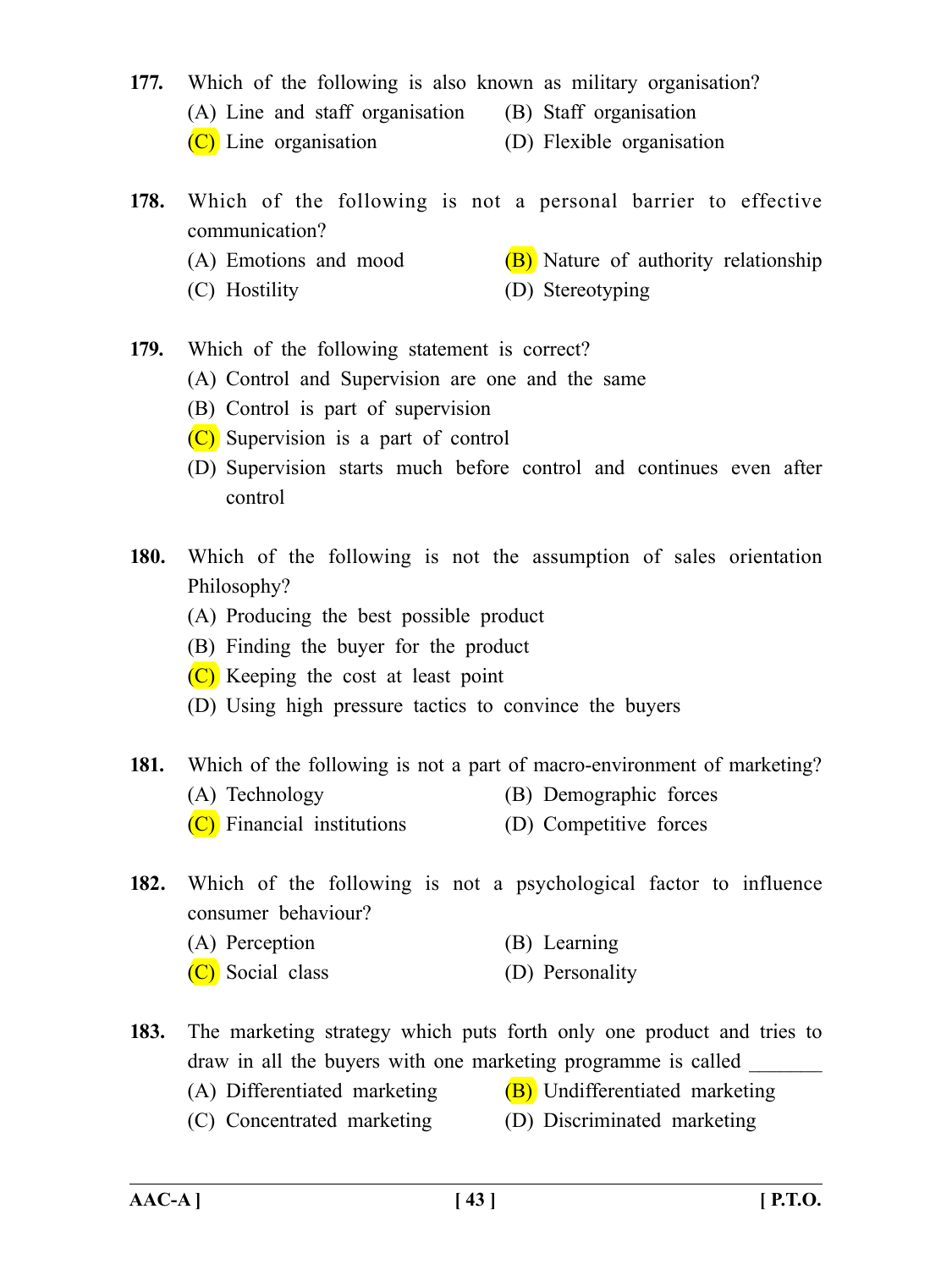**177.** Which of the following is also known as military organisation?

(A) Line and staff organisation
(B) Staff organisation
(C) Line organisation
(D) Flexible organisation

**178.** Which of the following is not a personal barrier to effective communication?

(A) Emotions and mood
(B) Nature of authority relationship
(C) Hostility
(D) Stereotyping

**179.** Which of the following statement is correct?

(A) Control and Supervision are one and the same
(B) Control is part of supervision
(C) Supervision is a part of control
(D) Supervision starts much before control and continues even after control

**180.** Which of the following is not the assumption of sales orientation Philosophy?

(A) Producing the best possible product
(B) Finding the buyer for the product
(C) Keeping the cost at least point
(D) Using high pressure tactics to convince the buyers

**181.** Which of the following is not a part of macro-environment of marketing?

(A) Technology
(B) Demographic forces
(C) Financial institutions
(D) Competitive forces

**182.** Which of the following is not a psychological factor to influence consumer behaviour?

(A) Perception
(B) Learning
(C) Social class
(D) Personality

**183.** The marketing strategy which puts forth only one product and tries to draw in all the buyers with one marketing programme is called _______

(A) Differentiated marketing
(B) Undifferentiated marketing
(C) Concentrated marketing
(D) Discriminated marketing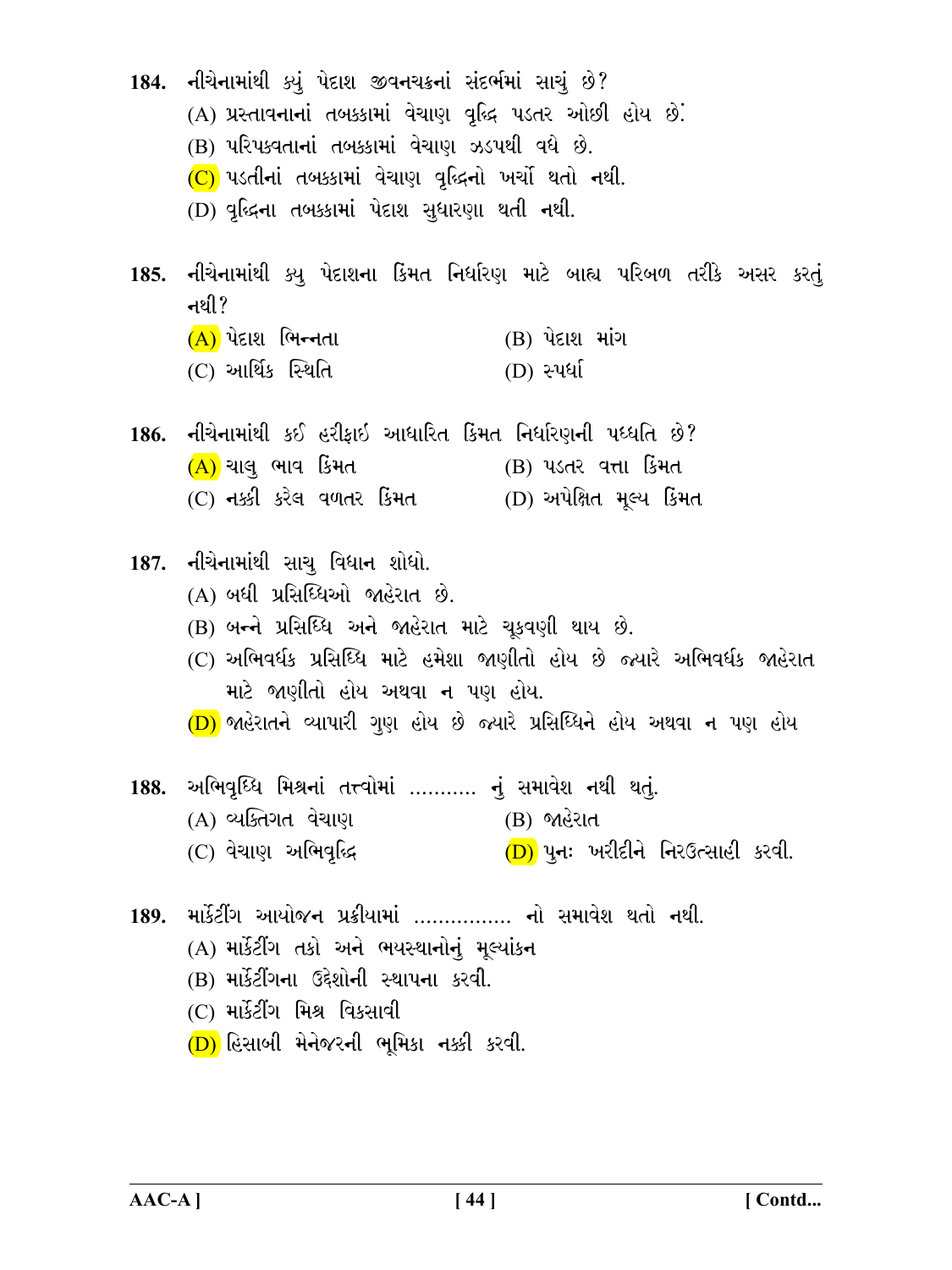**184.** નીચેનામાંથી ક્યું પેદાશ જીવનચક્રનાં સંદર્ભમાં સાચું છે?

(A) પ્રસ્તાવનાનાં તબક્કામાં વેચાણ વૃદ્ધિ પડતર ઓછી હોય છે.

(B) પરિપક્વતાનાં તબક્કામાં વેચાણ ઝડપથી વધે છે.

(C) પડતીનાં તબક્કામાં વેચાણ વૃદ્ધિનો ખર્ચો થતો નથી.

(D) વૃદ્ધિના તબક્કામાં પેદાશ સુધારણા થતી નથી.

**185.** નીચેનામાંથી ક્યુ પેદાશના કિંમત નિર્ધારણ માટે બાહ્ય પરિબળ તરીકે અસર કરતું નથી?

(A) પેદાશ ભિન્નતા

(B) પેદાશ માંગ

(C) આર્થિક સ્થિતિ

(D) સ્પર્ધા

**186.** નીચેનામાંથી કઈ હરીફાઈ આધારિત કિંમત નિર્ધારણની પધ્ધતિ છે?

(A) ચાલુ ભાવ કિંમત

(B) પડતર વત્તા કિંમત

(C) નક્કી કરેલ વળતર કિંમત

(D) અપેક્ષિત મૂલ્ય કિંમત

**187.** નીચેનામાંથી સાચુ વિધાન શોધો.

(A) બધી પ્રસિધ્ધિઓ જાહેરાત છે.

(B) બન્ને પ્રસિધ્ધિ અને જાહેરાત માટે ચૂકવણી થાય છે.

(C) અભિવર્ધક પ્રસિધ્ધિ માટે હમેશા જાણીતો હોય છે જ્યારે અભિવર્ધક જાહેરાત માટે જાણીતો હોય અથવા ન પણ હોય.

(D) જાહેરાતને વ્યાપારી ગુણ હોય છે જ્યારે પ્રસિધ્ધિને હોય અથવા ન પણ હોય

**188.** અભિવૃધ્ધિ મિશ્રનાં તત્ત્વોમાં ........... નું સમાવેશ નથી થતું.

(A) વ્યક્તિગત વેચાણ

(B) જાહેરાત

(C) વેચાણ અભિવૃદ્ધિ

(D) પુનઃ ખરીદીને નિરઉત્સાહી કરવી.

**189.** માર્કેટીંગ આયોજન પ્રક્રીયામાં ................ નો સમાવેશ થતો નથી.

(A) માર્કેટીંગ તકો અને ભયસ્થાનોનું મૂલ્યાંકન

(B) માર્કેટીંગના ઉદ્દેશોની સ્થાપના કરવી.

(C) માર્કેટીંગ મિશ્ર વિકસાવી

(D) હિસાબી મેનેજરની ભૂમિકા નક્કી કરવી.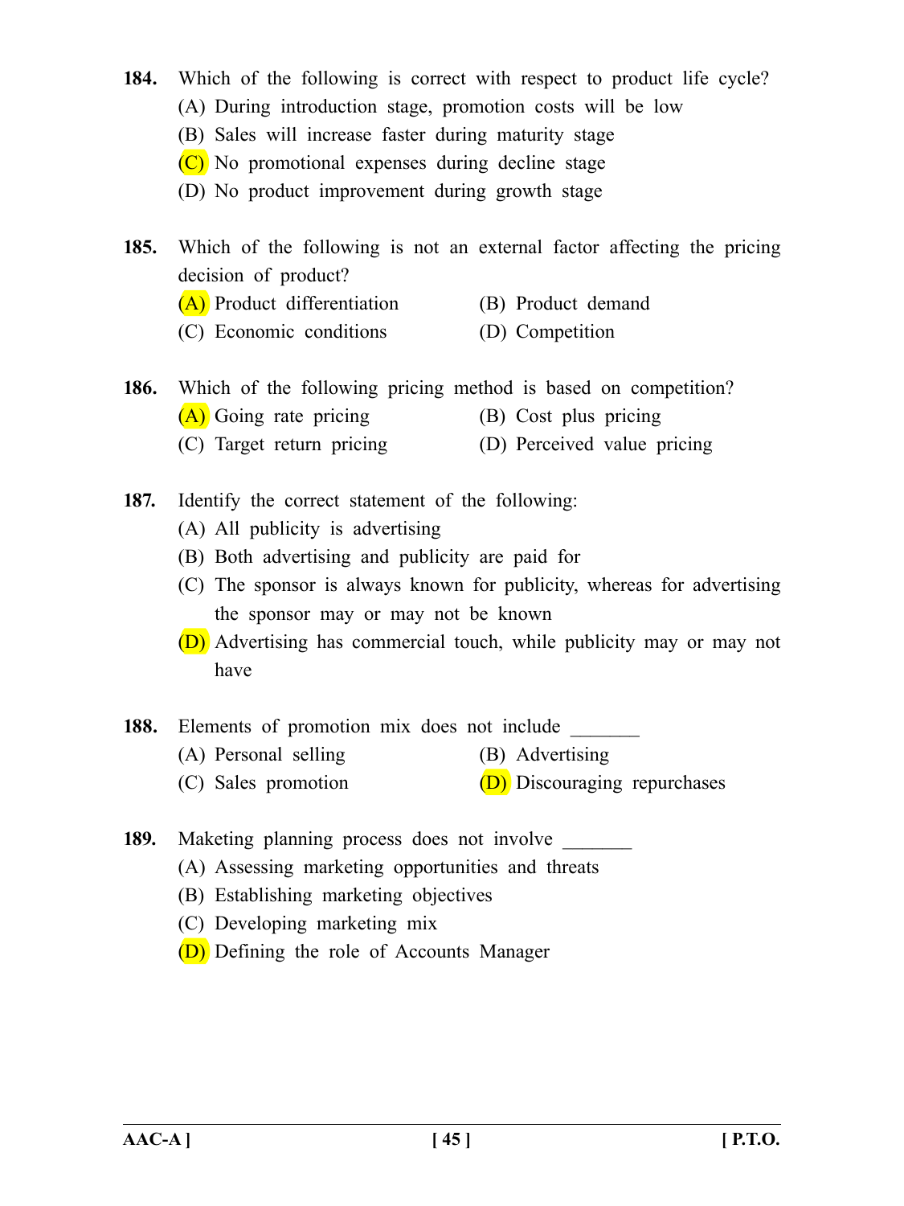**184.** Which of the following is correct with respect to product life cycle?

(A) During introduction stage, promotion costs will be low

(B) Sales will increase faster during maturity stage

(C) No promotional expenses during decline stage

(D) No product improvement during growth stage

**185.** Which of the following is not an external factor affecting the pricing decision of product?

(A) Product differentiation  (B) Product demand

(C) Economic conditions  (D) Competition

**186.** Which of the following pricing method is based on competition?

(A) Going rate pricing  (B) Cost plus pricing

(C) Target return pricing  (D) Perceived value pricing

**187.** Identify the correct statement of the following:

(A) All publicity is advertising

(B) Both advertising and publicity are paid for

(C) The sponsor is always known for publicity, whereas for advertising the sponsor may or may not be known

(D) Advertising has commercial touch, while publicity may or may not have

**188.** Elements of promotion mix does not include _______

(A) Personal selling  (B) Advertising

(C) Sales promotion  (D) Discouraging repurchases

**189.** Maketing planning process does not involve _______

(A) Assessing marketing opportunities and threats

(B) Establishing marketing objectives

(C) Developing marketing mix

(D) Defining the role of Accounts Manager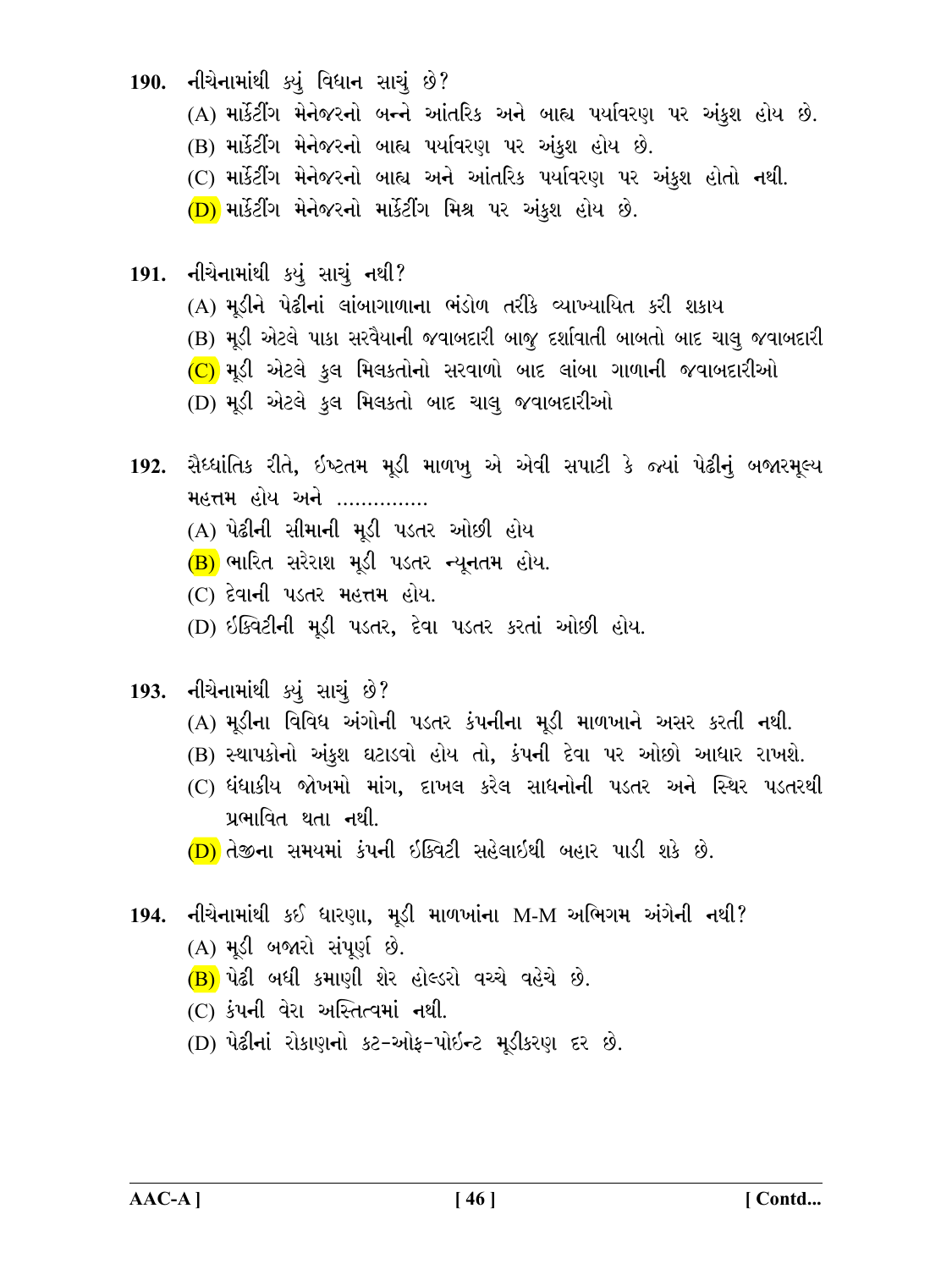190. નીચેનામાંથી ક્યું વિધાન સાચું છે?

(A) માર્કેટીંગ મેનેજરનો બન્ને આંતરિક અને બાહ્ય પર્યાવરણ પર અંકુશ હોય છે.

(B) માર્કેટીંગ મેનેજરનો બાહ્ય પર્યાવરણ પર અંકુશ હોય છે.

(C) માર્કેટીંગ મેનેજરનો બાહ્ય અને આંતરિક પર્યાવરણ પર અંકુશ હોતો નથી.

(D) માર્કેટીંગ મેનેજરનો માર્કેટીંગ મિશ્ર પર અંકુશ હોય છે.

191. નીચેનામાંથી ક્યું સાચું નથી?

(A) મૂડીને પેઢીનાં લાંબાગાળાના ભંડોળ તરીકે વ્યાખ્યાયિત કરી શકાય

(B) મૂડી એટલે પાકા સરવૈયાની જવાબદારી બાજુ દર્શાવાતી બાબતો બાદ ચાલુ જવાબદારી

(C) મૂડી એટલે કુલ મિલકતોનો સરવાળો બાદ લાંબા ગાળાની જવાબદારીઓ

(D) મૂડી એટલે કુલ મિલકતો બાદ ચાલુ જવાબદારીઓ

192. સૈધ્ધાંતિક રીતે, ઈષ્ટતમ મૂડી માળખુ એ એવી સપાટી કે જ્યાં પેઢીનું બજારમૂલ્ય મહત્તમ હોય અને ..............

(A) પેઢીની સીમાની મૂડી પડતર ઓછી હોય

(B) ભારિત સરેરાશ મૂડી પડતર ન્યૂનતમ હોય.

(C) દેવાની પડતર મહત્તમ હોય.

(D) ઈક્વિટીની મૂડી પડતર, દેવા પડતર કરતાં ઓછી હોય.

193. નીચેનામાંથી ક્યું સાચું છે?

(A) મૂડીના વિવિધ અંગોની પડતર કંપનીના મૂડી માળખાને અસર કરતી નથી.

(B) સ્થાપકોનો અંકુશ ઘટાડવો હોય તો, કંપની દેવા પર ઓછો આધાર રાખશે.

(C) ધંધાકીય જોખમો માંગ, દાખલ કરેલ સાધનોની પડતર અને સ્થિર પડતરથી પ્રભાવિત થતા નથી.

(D) તેજીના સમયમાં કંપની ઈક્વિટી સહેલાઈથી બહાર પાડી શકે છે.

194. નીચેનામાંથી કઈ ધારણા, મૂડી માળખાંના M-M અભિગમ અંગેની નથી?

(A) મૂડી બજારો સંપૂર્ણ છે.

(B) પેઢી બધી કમાણી શેર હોલ્ડરો વચ્ચે વહેંચે છે.

(C) કંપની વેરા અસ્તિત્વમાં નથી.

(D) પેઢીનાં રોકાણનો કટ-ઓફ-પોઈન્ટ મૂડીકરણ દર છે.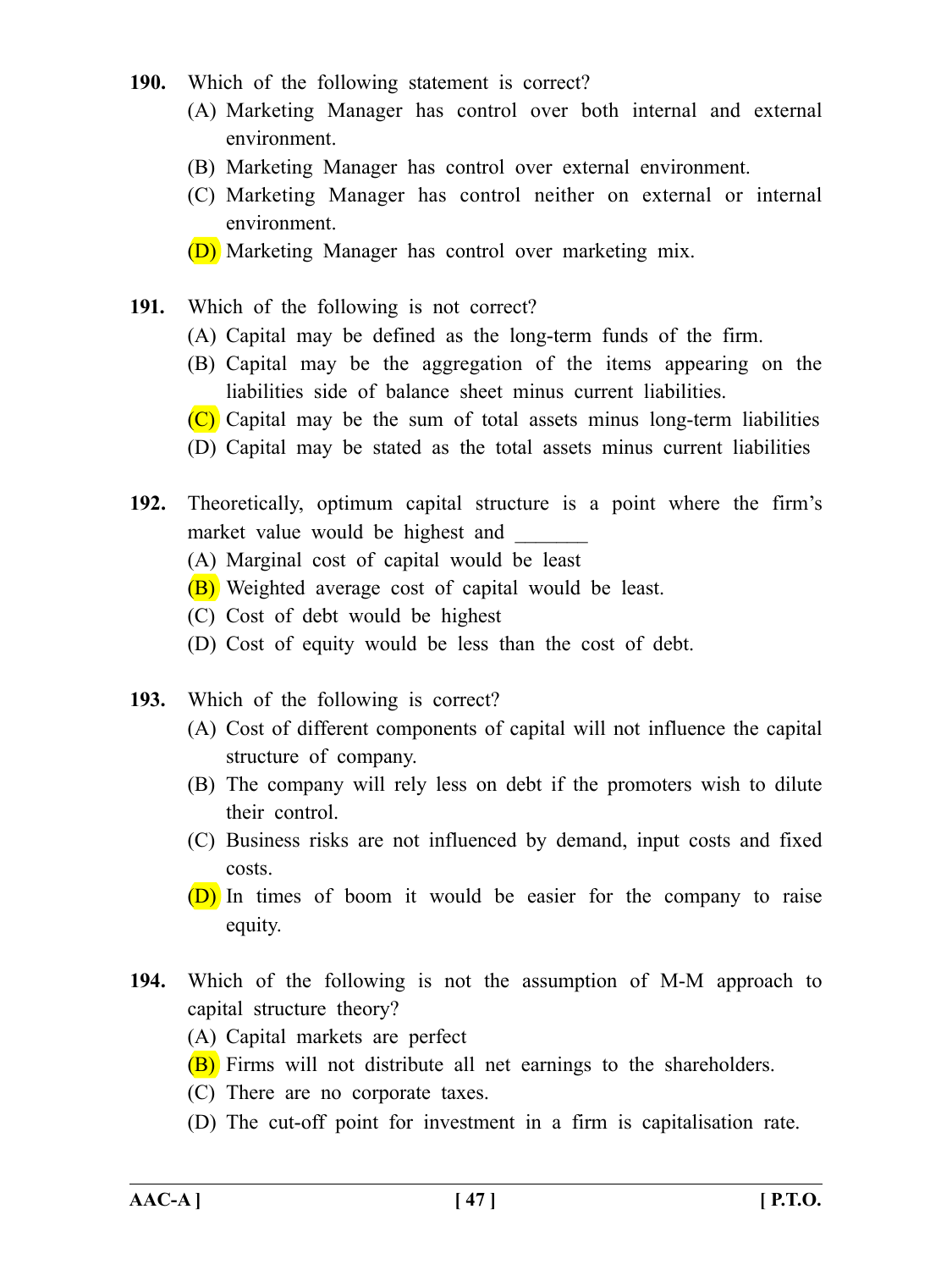**190.** Which of the following statement is correct?

(A) Marketing Manager has control over both internal and external environment.

(B) Marketing Manager has control over external environment.

(C) Marketing Manager has control neither on external or internal environment.

(D) Marketing Manager has control over marketing mix.

**191.** Which of the following is not correct?

(A) Capital may be defined as the long-term funds of the firm.

(B) Capital may be the aggregation of the items appearing on the liabilities side of balance sheet minus current liabilities.

(C) Capital may be the sum of total assets minus long-term liabilities

(D) Capital may be stated as the total assets minus current liabilities

**192.** Theoretically, optimum capital structure is a point where the firm's market value would be highest and _______

(A) Marginal cost of capital would be least

(B) Weighted average cost of capital would be least.

(C) Cost of debt would be highest

(D) Cost of equity would be less than the cost of debt.

**193.** Which of the following is correct?

(A) Cost of different components of capital will not influence the capital structure of company.

(B) The company will rely less on debt if the promoters wish to dilute their control.

(C) Business risks are not influenced by demand, input costs and fixed costs.

(D) In times of boom it would be easier for the company to raise equity.

**194.** Which of the following is not the assumption of M-M approach to capital structure theory?

(A) Capital markets are perfect

(B) Firms will not distribute all net earnings to the shareholders.

(C) There are no corporate taxes.

(D) The cut-off point for investment in a firm is capitalisation rate.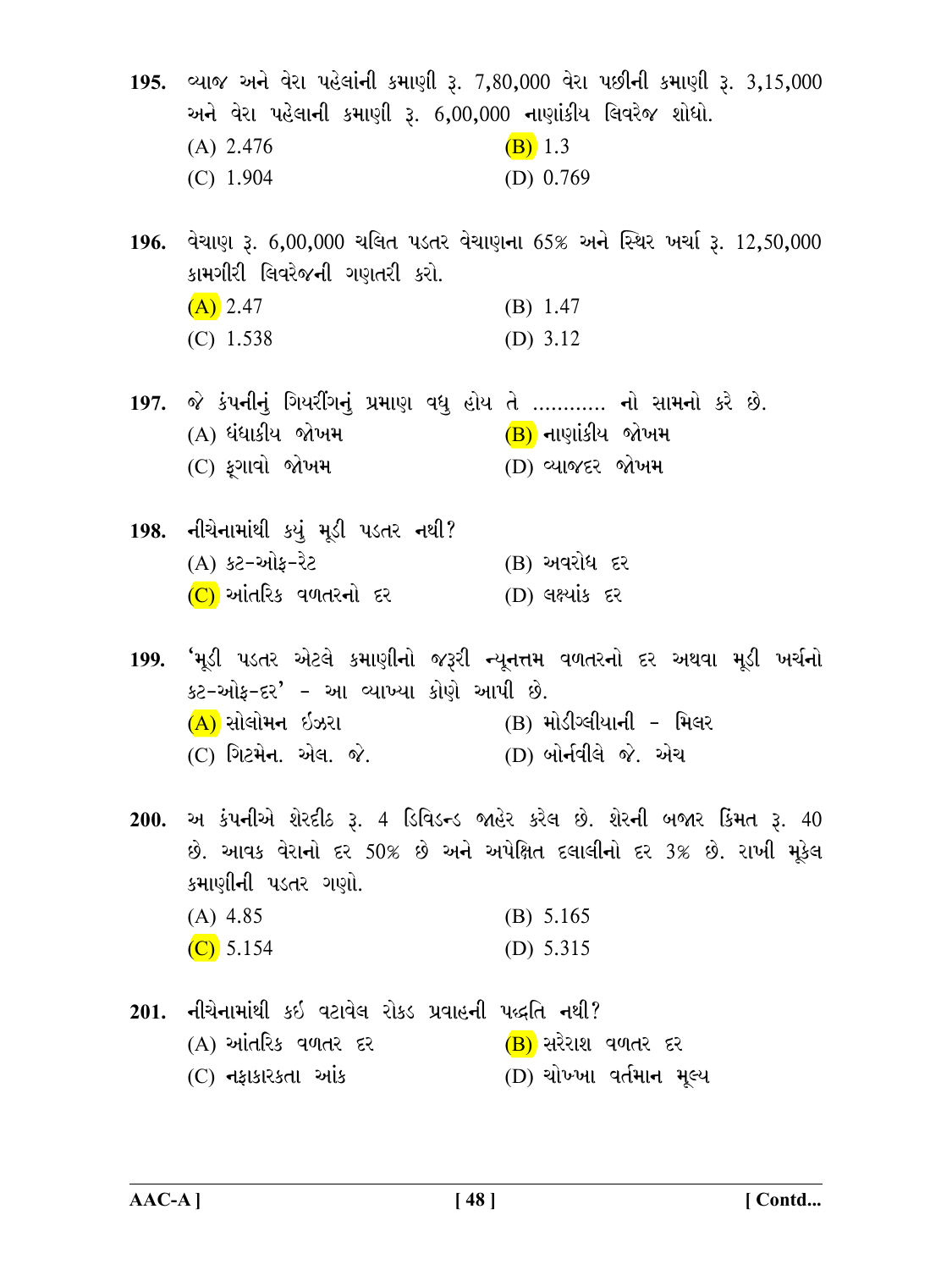**195.** વ્યાજ અને વેરા પહેલાંની કમાણી રૂ. 7,80,000 વેરા પછીની કમાણી રૂ. 3,15,000 અને વેરા પહેલાની કમાણી રૂ. 6,00,000 નાણાંકીય લિવરેજ શોધો.

(A) 2.476
(B) 1.3
(C) 1.904
(D) 0.769

**196.** વેચાણ રૂ. 6,00,000 ચલિત પડતર વેચાણના 65% અને સ્થિર ખર્ચા રૂ. 12,50,000 કામગીરી લિવરેજની ગણતરી કરો.

(A) 2.47
(B) 1.47
(C) 1.538
(D) 3.12

**197.** જે કંપનીનું ગિયરીંગનું પ્રમાણ વધુ હોય તે ........... નો સામનો કરે છે.

(A) ધંધાકીય જોખમ
(B) નાણાંકીય જોખમ
(C) ફુગાવો જોખમ
(D) વ્યાજદર જોખમ

**198.** નીચેનામાંથી કયું મૂડી પડતર નથી?

(A) કટ-ઓફ-રેટ
(B) અવરોધ દર
(C) આંતરિક વળતરનો દર
(D) લક્ષ્યાંક દર

**199.** 'મૂડી પડતર એટલે કમાણીનો જરૂરી ન્યૂનત્તમ વળતરનો દર અથવા મૂડી ખર્ચનો કટ-ઓફ-દર' - આ વ્યાખ્યા કોણે આપી છે.

(A) સોલોમન ઈઝરા
(B) મોડીગ્લીયાની - મિલર
(C) ગિટમેન. એલ. જે.
(D) બોર્નવીલે જે. એચ

**200.** અ કંપનીએ શેરદીઠ રૂ. 4 ડિવિડન્ડ જાહેર કરેલ છે. શેરની બજાર કિંમત રૂ. 40 છે. આવક વેરાનો દર 50% છે અને અપેક્ષિત દલાલીનો દર 3% છે. રાખી મૂકેલ કમાણીની પડતર ગણો.

(A) 4.85
(B) 5.165
(C) 5.154
(D) 5.315

**201.** નીચેનામાંથી કઈ વટાવેલ રોકડ પ્રવાહની પદ્ધતિ નથી?

(A) આંતરિક વળતર દર
(B) સરેરાશ વળતર દર
(C) નફાકારકતા આંક
(D) ચોખ્ખા વર્તમાન મૂલ્ય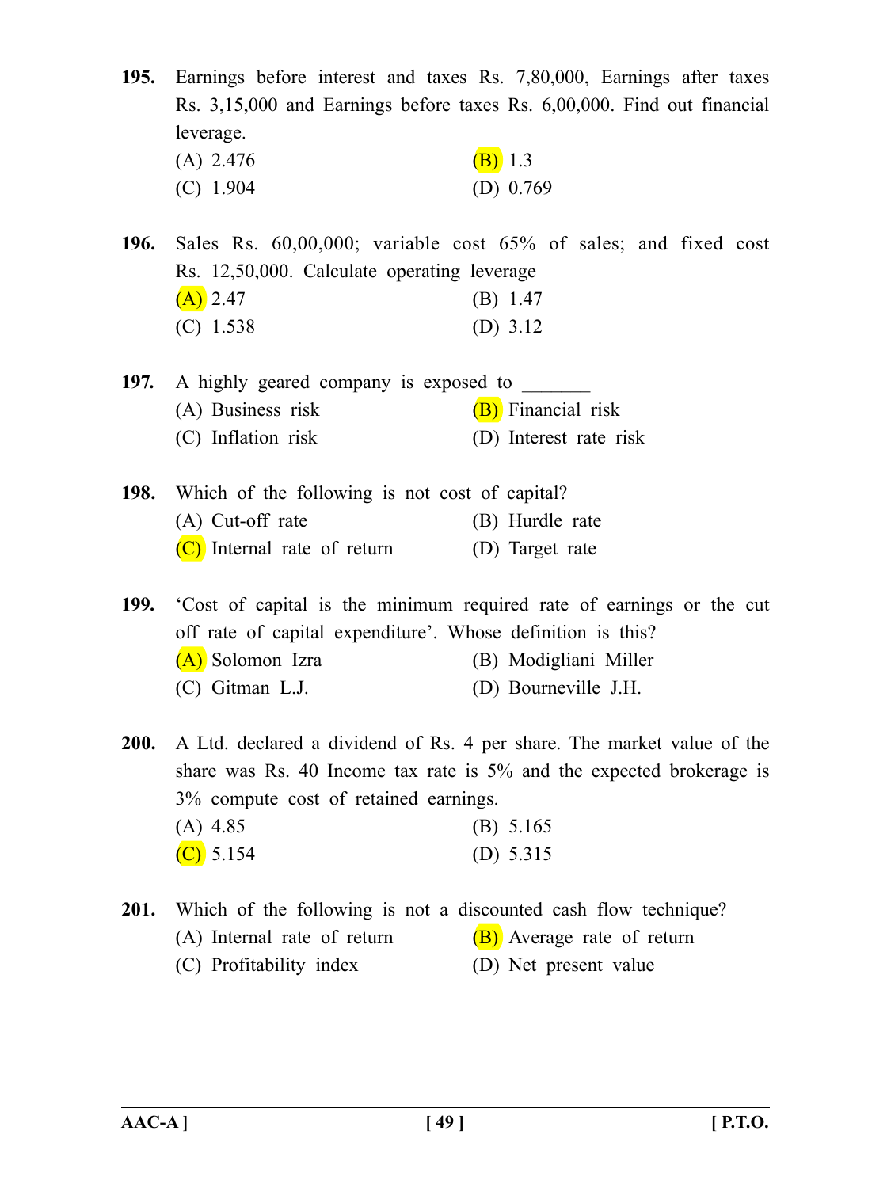**195.** Earnings before interest and taxes Rs. 7,80,000, Earnings after taxes Rs. 3,15,000 and Earnings before taxes Rs. 6,00,000. Find out financial leverage.

(A) 2.476
(B) 1.3
(C) 1.904
(D) 0.769

**196.** Sales Rs. 60,00,000; variable cost 65% of sales; and fixed cost Rs. 12,50,000. Calculate operating leverage

(A) 2.47
(B) 1.47
(C) 1.538
(D) 3.12

**197.** A highly geared company is exposed to _______

(A) Business risk
(B) Financial risk
(C) Inflation risk
(D) Interest rate risk

**198.** Which of the following is not cost of capital?

(A) Cut-off rate
(B) Hurdle rate
(C) Internal rate of return
(D) Target rate

**199.** 'Cost of capital is the minimum required rate of earnings or the cut off rate of capital expenditure'. Whose definition is this?

(A) Solomon Izra
(B) Modigliani Miller
(C) Gitman L.J.
(D) Bourneville J.H.

**200.** A Ltd. declared a dividend of Rs. 4 per share. The market value of the share was Rs. 40 Income tax rate is 5% and the expected brokerage is 3% compute cost of retained earnings.

(A) 4.85
(B) 5.165
(C) 5.154
(D) 5.315

**201.** Which of the following is not a discounted cash flow technique?

(A) Internal rate of return
(B) Average rate of return
(C) Profitability index
(D) Net present value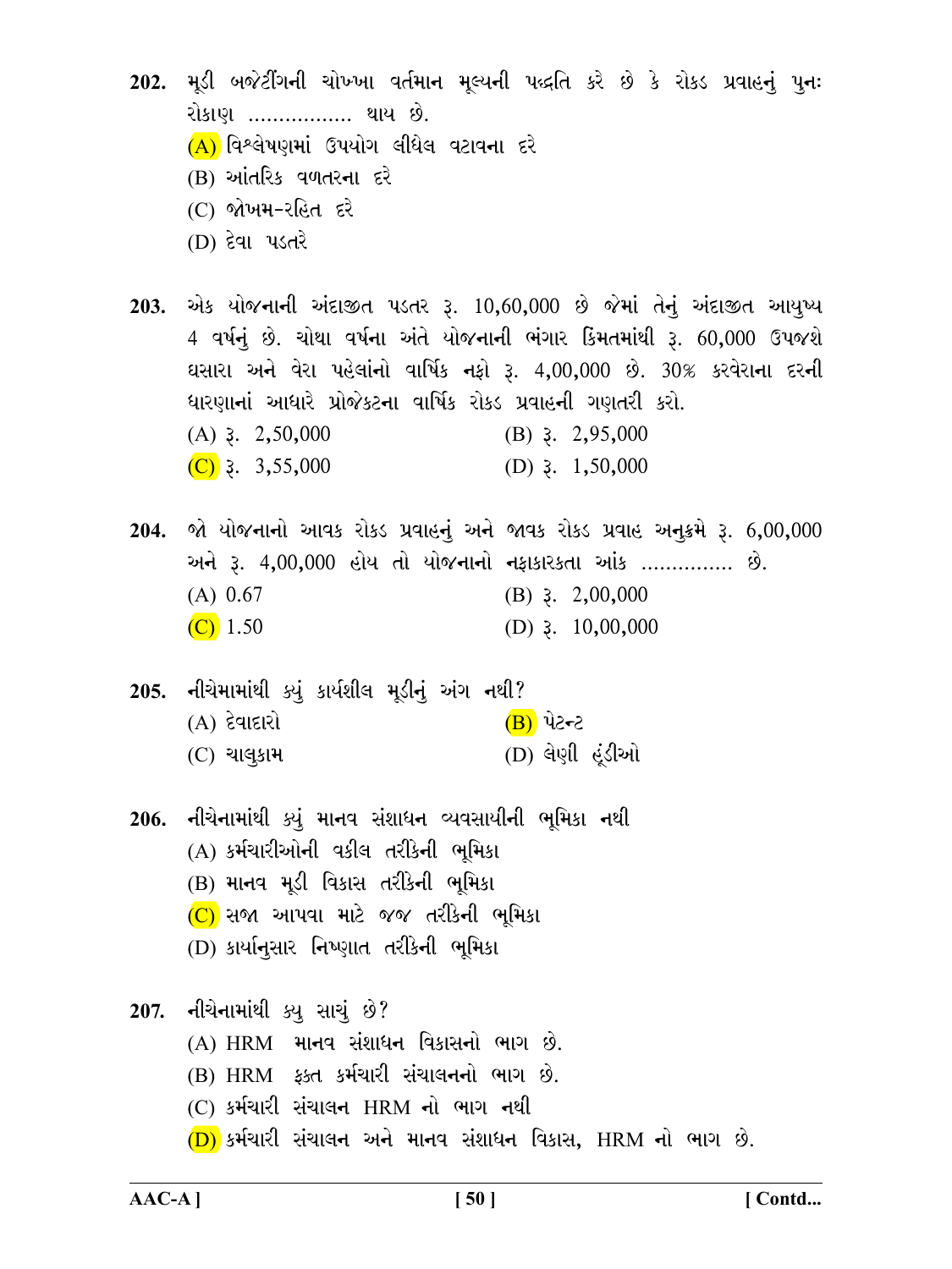**202.** મૂડી બજેટીંગની ચોખ્ખા વર્તમાન મૂલ્યની પદ્ધતિ કરે છે કે રોકડ પ્રવાહનું પુનઃ રોકાણ ................ થાય છે.

(A) વિશ્લેષણમાં ઉપયોગ લીધેલ વટાવના દરે

(B) આંતરિક વળતરના દરે

(C) જોખમ-રહિત દરે

(D) દેવા પડતરે

**203.** એક યોજનાની અંદાજીત પડતર રૂ. 10,60,000 છે જેમાં તેનું અંદાજીત આયુષ્ય 4 વર્ષનું છે. ચોથા વર્ષના અંતે યોજનાની ભંગાર કિંમતમાંથી રૂ. 60,000 ઉપજશે ઘસારા અને વેરા પહેલાંનો વાર્ષિક નફો રૂ. 4,00,000 છે. 30% કરવેરાના દરની ધારણાનાં આધારે પ્રોજેક્ટના વાર્ષિક રોકડ પ્રવાહની ગણતરી કરો.

(A) રૂ. 2,50,000

(B) રૂ. 2,95,000

(C) રૂ. 3,55,000

(D) રૂ. 1,50,000

**204.** જો યોજનાનો આવક રોકડ પ્રવાહનું અને જાવક રોકડ પ્રવાહ અનુક્રમે રૂ. 6,00,000 અને રૂ. 4,00,000 હોય તો યોજનાનો નફાકારકતા આંક .............. છે.

(A) 0.67

(B) રૂ. 2,00,000

(C) 1.50

(D) રૂ. 10,00,000

**205.** નીચેમામાંથી ક્યું કાર્યશીલ મૂડીનું અંગ નથી?

(A) દેવાદારો

(B) પેટન્ટ

(C) ચાલુકામ

(D) લેણી હૂંડીઓ

**206.** નીચેનામાંથી ક્યું માનવ સંશાધન વ્યવસાયીની ભૂમિકા નથી

(A) કર્મચારીઓની વકીલ તરીકેની ભૂમિકા

(B) માનવ મૂડી વિકાસ તરીકેની ભૂમિકા

(C) સજા આપવા માટે જજ તરીકેની ભૂમિકા

(D) કાર્યાનુસાર નિષ્ણાત તરીકેની ભૂમિકા

**207.** નીચેનામાંથી ક્યુ સાચું છે?

(A) HRM માનવ સંશાધન વિકાસનો ભાગ છે.

(B) HRM ફક્ત કર્મચારી સંચાલનનો ભાગ છે.

(C) કર્મચારી સંચાલન HRM નો ભાગ નથી

(D) કર્મચારી સંચાલન અને માનવ સંશાધન વિકાસ, HRM નો ભાગ છે.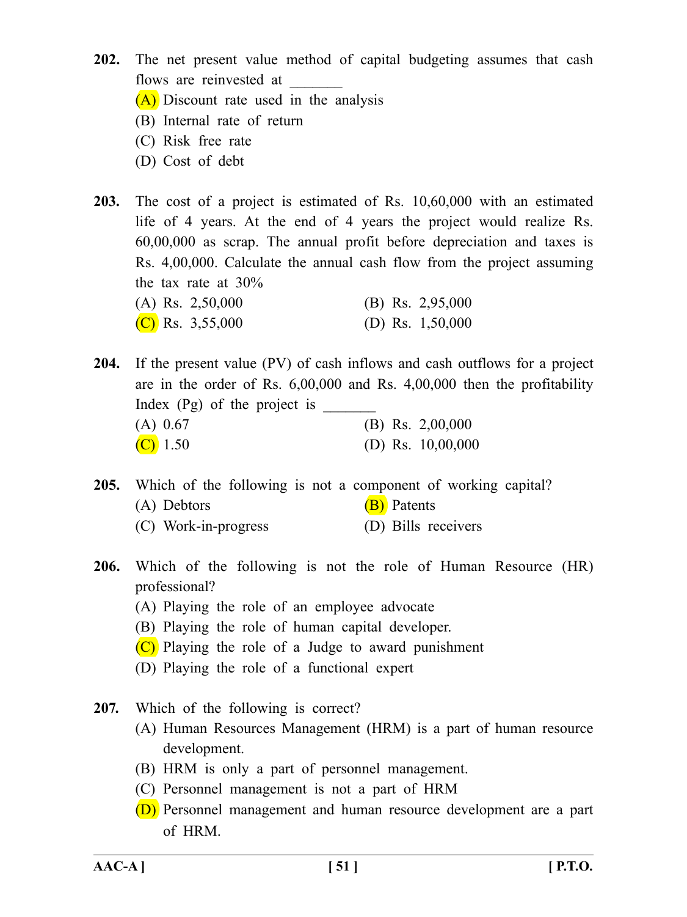**202.** The net present value method of capital budgeting assumes that cash flows are reinvested at _______

(A) Discount rate used in the analysis

(B) Internal rate of return

(C) Risk free rate

(D) Cost of debt

**203.** The cost of a project is estimated of Rs. 10,60,000 with an estimated life of 4 years. At the end of 4 years the project would realize Rs. 60,00,000 as scrap. The annual profit before depreciation and taxes is Rs. 4,00,000. Calculate the annual cash flow from the project assuming the tax rate at 30%

(A) Rs. 2,50,000

(B) Rs. 2,95,000

(C) Rs. 3,55,000

(D) Rs. 1,50,000

**204.** If the present value (PV) of cash inflows and cash outflows for a project are in the order of Rs. 6,00,000 and Rs. 4,00,000 then the profitability Index (Pg) of the project is _______

(A) 0.67

(B) Rs. 2,00,000

(C) 1.50

(D) Rs. 10,00,000

**205.** Which of the following is not a component of working capital?

(A) Debtors

(B) Patents

(C) Work-in-progress

(D) Bills receivers

**206.** Which of the following is not the role of Human Resource (HR) professional?

(A) Playing the role of an employee advocate

(B) Playing the role of human capital developer.

(C) Playing the role of a Judge to award punishment

(D) Playing the role of a functional expert

**207.** Which of the following is correct?

(A) Human Resources Management (HRM) is a part of human resource development.

(B) HRM is only a part of personnel management.

(C) Personnel management is not a part of HRM

(D) Personnel management and human resource development are a part of HRM.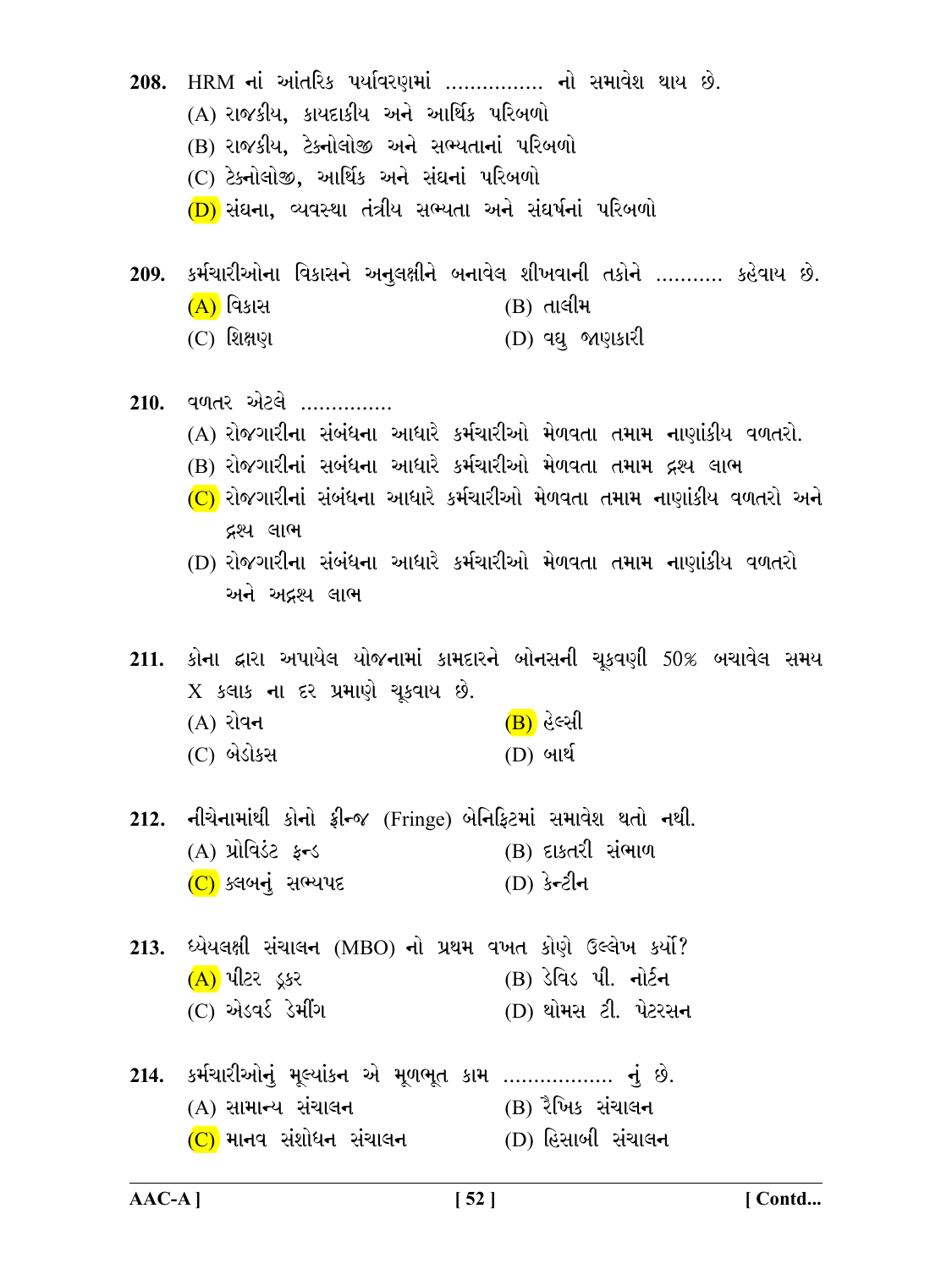208. HRM નાં આંતરિક પર્યાવરણમાં ................ નો સમાવેશ થાય છે.

(A) રાજકીય, કાયદાકીય અને આર્થિક પરિબળો

(B) રાજકીય, ટેક્નોલોજી અને સભ્યતાનાં પરિબળો

(C) ટેક્નોલોજી, આર્થિક અને સંઘનાં પરિબળો

(D) સંઘના, વ્યવસ્થા તંત્રીય સભ્યતા અને સંઘર્ષનાં પરિબળો

209. કર્મચારીઓના વિકાસને અનુલક્ષીને બનાવેલ શીખવાની તકોને .......... કહેવાય છે.

(A) વિકાસ

(B) તાલીમ

(C) શિક્ષણ

(D) વધુ જાણકારી

210. વળતર એટલે ..............

(A) રોજગારીના સંબંધના આધારે કર્મચારીઓ મેળવતા તમામ નાણાંકીય વળતરો.

(B) રોજગારીનાં સબંધના આધારે કર્મચારીઓ મેળવતા તમામ દ્રશ્ય લાભ

(C) રોજગારીનાં સંબંધના આધારે કર્મચારીઓ મેળવતા તમામ નાણાંકીય વળતરો અને દ્રશ્ય લાભ

(D) રોજગારીના સંબંધના આધારે કર્મચારીઓ મેળવતા તમામ નાણાંકીય વળતરો અને અદ્રશ્ય લાભ

211. કોના દ્વારા અપાયેલ યોજનામાં કામદારને બોનસની ચૂકવણી 50% બચાવેલ સમય X કલાક ના દર પ્રમાણે ચૂકવાય છે.

(A) રોવન

(B) હેલ્સી

(C) બેડોક્સ

(D) બાર્થ

212. નીચેનામાંથી કોનો ફ્રીન્જ (Fringe) બેનિફિટમાં સમાવેશ થતો નથી.

(A) પ્રોવિડંટ ફન્ડ

(B) દાકતરી સંભાળ

(C) ક્લબનું સભ્યપદ

(D) કેન્ટીન

213. ધ્યેયલક્ષી સંચાલન (MBO) નો પ્રથમ વખત કોણે ઉલ્લેખ કર્યો?

(A) પીટર ડ્રકર

(B) ડેવિડ પી. નોર્ટન

(C) એડવર્ડ ડેમીંગ

(D) થોમસ ટી. પેટરસન

214. કર્મચારીઓનું મૂલ્યાંકન એ મૂળભૂત કામ ................. નું છે.

(A) સામાન્ય સંચાલન

(B) રૈખિક સંચાલન

(C) માનવ સંશોધન સંચાલન

(D) હિસાબી સંચાલન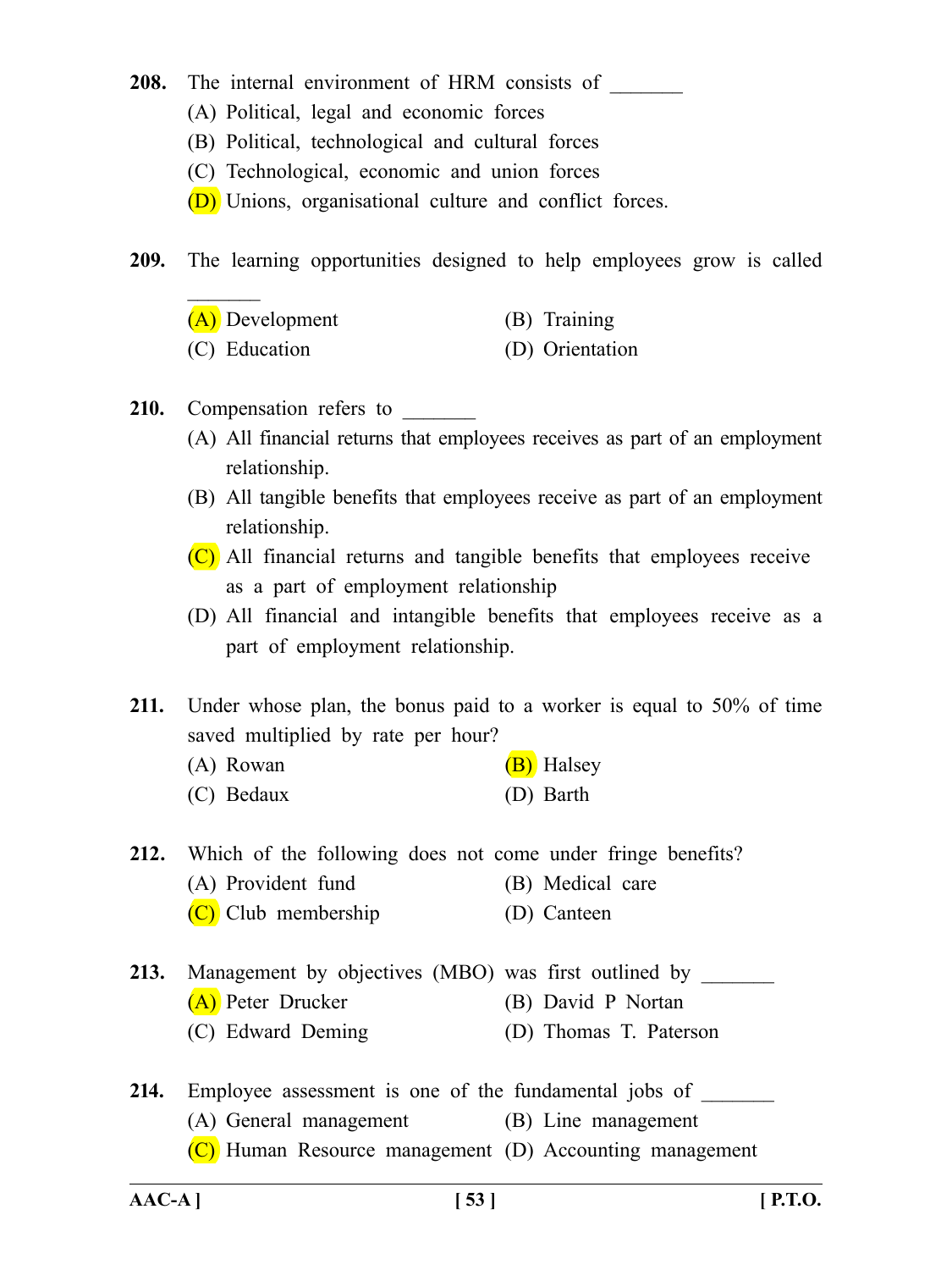**208.** The internal environment of HRM consists of _______

(A) Political, legal and economic forces

(B) Political, technological and cultural forces

(C) Technological, economic and union forces

(D) Unions, organisational culture and conflict forces.

**209.** The learning opportunities designed to help employees grow is called _______

(A) Development (B) Training

(C) Education (D) Orientation

**210.** Compensation refers to _______

(A) All financial returns that employees receives as part of an employment relationship.

(B) All tangible benefits that employees receive as part of an employment relationship.

(C) All financial returns and tangible benefits that employees receive as a part of employment relationship

(D) All financial and intangible benefits that employees receive as a part of employment relationship.

**211.** Under whose plan, the bonus paid to a worker is equal to 50% of time saved multiplied by rate per hour?

(A) Rowan (B) Halsey

(C) Bedaux (D) Barth

**212.** Which of the following does not come under fringe benefits?

(A) Provident fund (B) Medical care

(C) Club membership (D) Canteen

**213.** Management by objectives (MBO) was first outlined by _______

(A) Peter Drucker (B) David P Nortan

(C) Edward Deming (D) Thomas T. Paterson

**214.** Employee assessment is one of the fundamental jobs of _______

(A) General management (B) Line management

(C) Human Resource management (D) Accounting management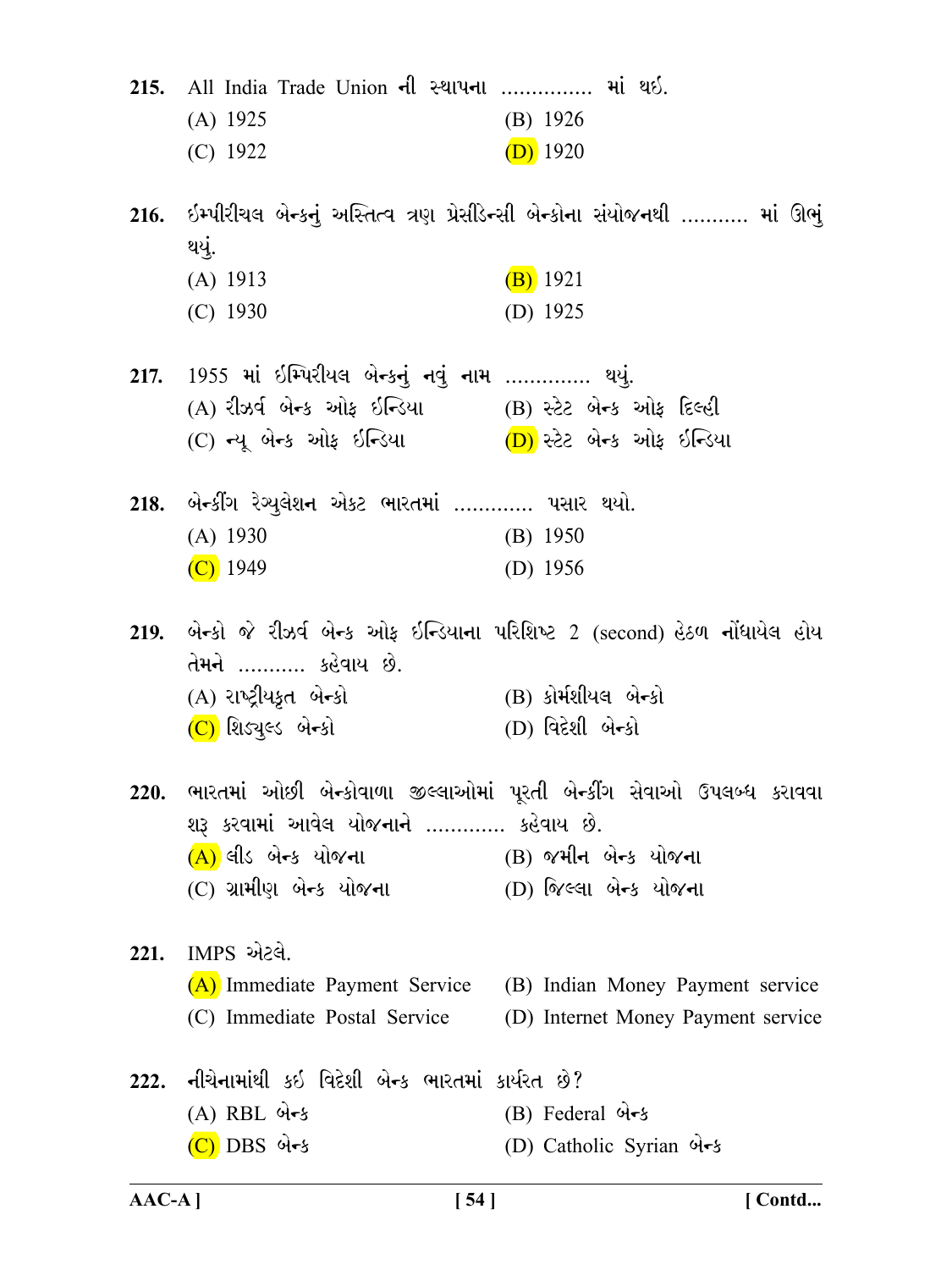**215.** All India Trade Union ની સ્થાપના ............... માં થઈ.

(A) 1925

(B) 1926

(C) 1922

(D) 1920

**216.** ઈમ્પીરીયલ બેન્કનું અસ્તિત્વ ત્રણ પ્રેસીડેન્સી બેન્કોના સંયોજનથી ........... માં ઊભું થયું.

(A) 1913

(B) 1921

(C) 1930

(D) 1925

**217.** 1955 માં ઈમ્પિરીયલ બેન્કનું નવું નામ .............. થયું.

(A) રીઝર્વ બેન્ક ઓફ ઈન્ડિયા

(B) સ્ટેટ બેન્ક ઓફ દિલ્હી

(C) ન્યૂ બેન્ક ઓફ ઈન્ડિયા

(D) સ્ટેટ બેન્ક ઓફ ઈન્ડિયા

**218.** બેન્કીંગ રેગ્યુલેશન એક્ટ ભારતમાં ............. પસાર થયો.

(A) 1930

(B) 1950

(C) 1949

(D) 1956

**219.** બેન્કો જે રીઝર્વ બેન્ક ઓફ ઈન્ડિયાના પરિશિષ્ટ 2 (second) હેઠળ નોંધાયેલ હોય તેમને ........... કહેવાય છે.

(A) રાષ્ટ્રીયકૃત બેન્કો

(B) કોર્મશીયલ બેન્કો

(C) શિડ્યુલ્ડ બેન્કો

(D) વિદેશી બેન્કો

**220.** ભારતમાં ઓછી બેન્કોવાળા જીલ્લાઓમાં પૂરતી બેન્કીંગ સેવાઓ ઉપલબ્ધ કરાવવા શરૂ કરવામાં આવેલ યોજનાને ............. કહેવાય છે.

(A) લીડ બેન્ક યોજના

(B) જમીન બેન્ક યોજના

(C) ગ્રામીણ બેન્ક યોજના

(D) જિલ્લા બેન્ક યોજના

**221.** IMPS એટલે.

(A) Immediate Payment Service

(B) Indian Money Payment service

(C) Immediate Postal Service

(D) Internet Money Payment service

**222.** નીચેનામાંથી કઈ વિદેશી બેન્ક ભારતમાં કાર્યરત છે?

(A) RBL બેન્ક

(B) Federal બેન્ક

(C) DBS બેન્ક

(D) Catholic Syrian બેન્ક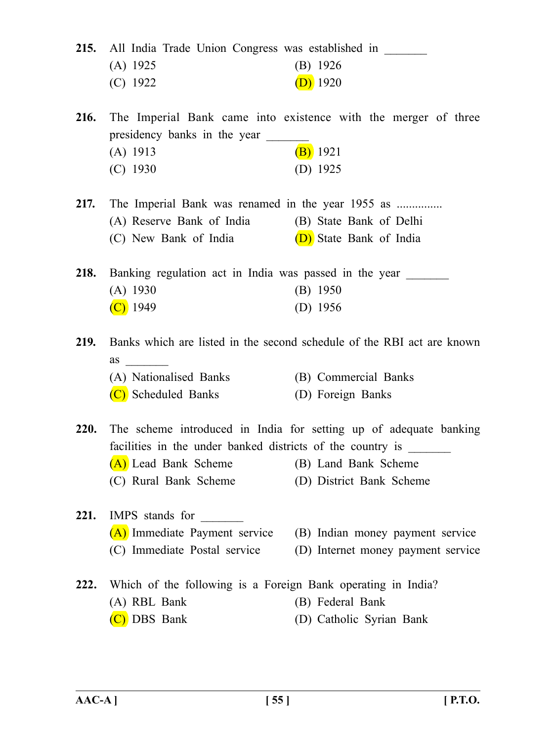**215.** All India Trade Union Congress was established in _______

(A) 1925
(B) 1926
(C) 1922
(D) 1920

**216.** The Imperial Bank came into existence with the merger of three presidency banks in the year _______

(A) 1913
(B) 1921
(C) 1930
(D) 1925

**217.** The Imperial Bank was renamed in the year 1955 as ...............

(A) Reserve Bank of India
(B) State Bank of Delhi
(C) New Bank of India
(D) State Bank of India

**218.** Banking regulation act in India was passed in the year _______

(A) 1930
(B) 1950
(C) 1949
(D) 1956

**219.** Banks which are listed in the second schedule of the RBI act are known as _______

(A) Nationalised Banks
(B) Commercial Banks
(C) Scheduled Banks
(D) Foreign Banks

**220.** The scheme introduced in India for setting up of adequate banking facilities in the under banked districts of the country is _______

(A) Lead Bank Scheme
(B) Land Bank Scheme
(C) Rural Bank Scheme
(D) District Bank Scheme

**221.** IMPS stands for _______

(A) Immediate Payment service
(B) Indian money payment service
(C) Immediate Postal service
(D) Internet money payment service

**222.** Which of the following is a Foreign Bank operating in India?

(A) RBL Bank
(B) Federal Bank
(C) DBS Bank
(D) Catholic Syrian Bank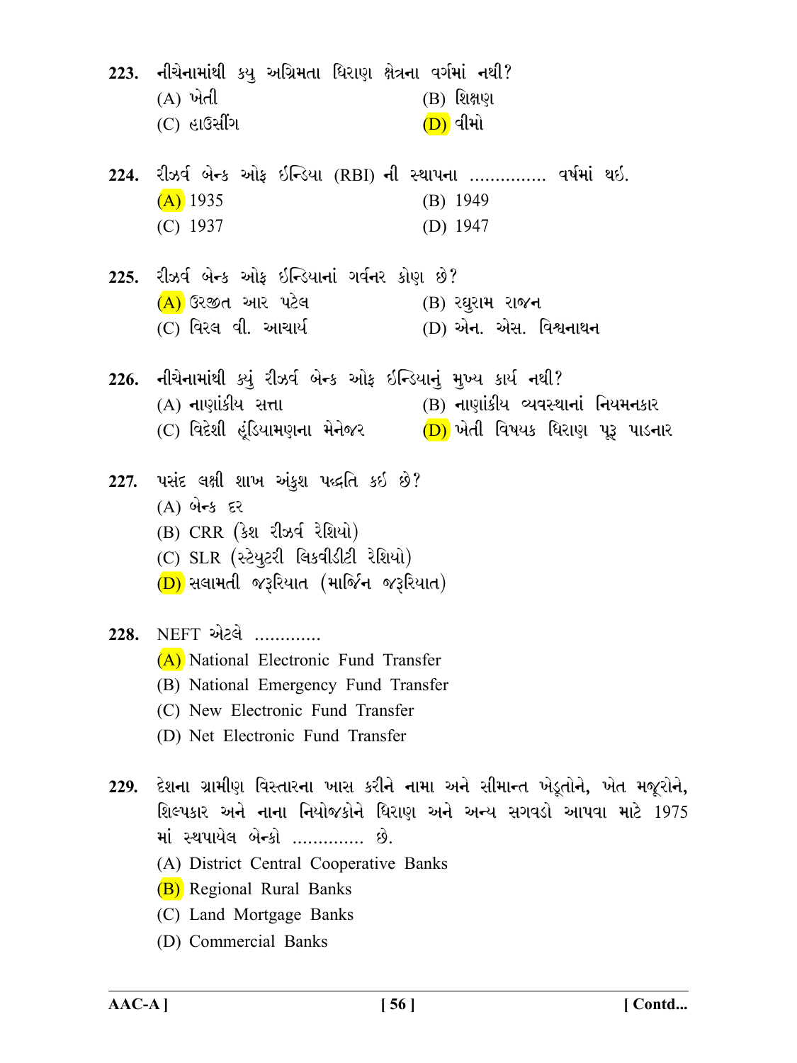**223.** નીચેનામાંથી કયુ અગ્રિમતા ધિરાણ ક્ષેત્રના વર્ગમાં નથી?

(A) ખેતી
(B) શિક્ષણ
(C) હાઉસીંગ
(D) વીમો

**224.** રીઝર્વ બેન્ક ઓફ ઈન્ડિયા (RBI) ની સ્થાપના ............... વર્ષમાં થઈ.

(A) 1935
(B) 1949
(C) 1937
(D) 1947

**225.** રીઝર્વ બેન્ક ઓફ ઈન્ડિયાનાં ગર્વનર કોણ છે?

(A) ઉરજીત આર પટેલ
(B) રઘુરામ રાજન
(C) વિરલ વી. આચાર્ય
(D) એન. એસ. વિશ્વનાથન

**226.** નીચેનામાંથી ક્યું રીઝર્વ બેન્ક ઓફ ઈન્ડિયાનું મુખ્ય કાર્ય નથી?

(A) નાણાંકીય સત્તા
(B) નાણાંકીય વ્યવસ્થાનાં નિયમનકાર
(C) વિદેશી હૂંડિયામણના મેનેજર
(D) ખેતી વિષયક ધિરાણ પૂરૂ પાડનાર

**227.** પસંદ લક્ષી શાખ અંકુશ પદ્ધતિ કઈ છે?

(A) બેન્ક દર
(B) CRR (કેશ રીઝર્વ રેશિયો)
(C) SLR (સ્ટેચુટરી લિક્વીડીટી રેશિયો)
(D) સલામતી જરૂરિયાત (માર્જિન જરૂરિયાત)

**228.** NEFT એટલે .............

(A) National Electronic Fund Transfer
(B) National Emergency Fund Transfer
(C) New Electronic Fund Transfer
(D) Net Electronic Fund Transfer

**229.** દેશના ગ્રામીણ વિસ્તારના ખાસ કરીને નામા અને સીમાન્ત ખેડૂતોને, ખેત મજૂરોને, શિલ્પકાર અને નાના નિયોજકોને ધિરાણ અને અન્ય સગવડો આપવા માટે 1975 માં સ્થપાયેલ બેન્કો .............. છે.

(A) District Central Cooperative Banks
(B) Regional Rural Banks
(C) Land Mortgage Banks
(D) Commercial Banks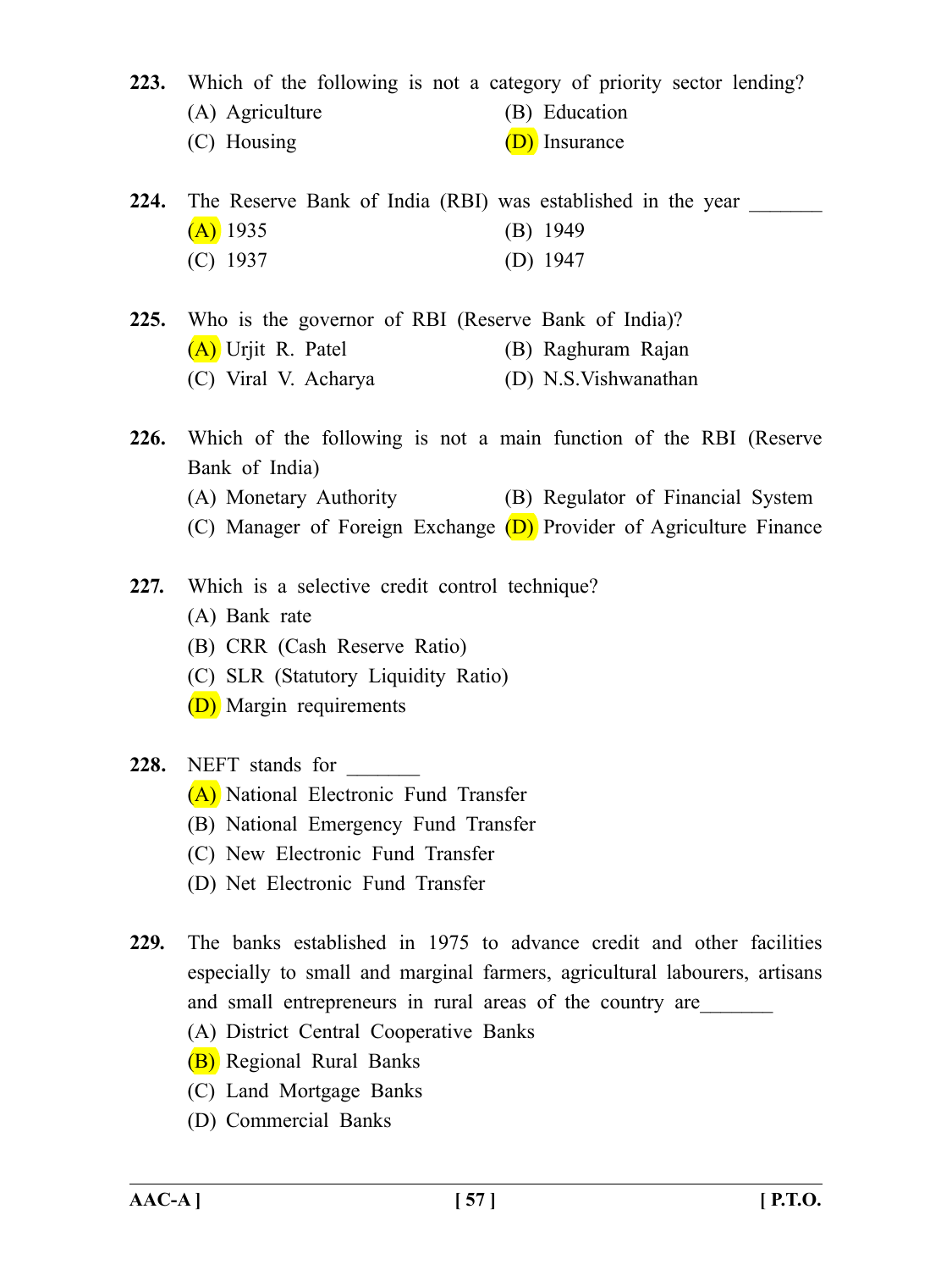**223.** Which of the following is not a category of priority sector lending?

(A) Agriculture
(B) Education
(C) Housing
(D) Insurance

**224.** The Reserve Bank of India (RBI) was established in the year _______

(A) 1935
(B) 1949
(C) 1937
(D) 1947

**225.** Who is the governor of RBI (Reserve Bank of India)?

(A) Urjit R. Patel
(B) Raghuram Rajan
(C) Viral V. Acharya
(D) N.S.Vishwanathan

**226.** Which of the following is not a main function of the RBI (Reserve Bank of India)

(A) Monetary Authority
(B) Regulator of Financial System
(C) Manager of Foreign Exchange
(D) Provider of Agriculture Finance

**227.** Which is a selective credit control technique?

(A) Bank rate
(B) CRR (Cash Reserve Ratio)
(C) SLR (Statutory Liquidity Ratio)
(D) Margin requirements

**228.** NEFT stands for _______

(A) National Electronic Fund Transfer
(B) National Emergency Fund Transfer
(C) New Electronic Fund Transfer
(D) Net Electronic Fund Transfer

**229.** The banks established in 1975 to advance credit and other facilities especially to small and marginal farmers, agricultural labourers, artisans and small entrepreneurs in rural areas of the country are_______

(A) District Central Cooperative Banks
(B) Regional Rural Banks
(C) Land Mortgage Banks
(D) Commercial Banks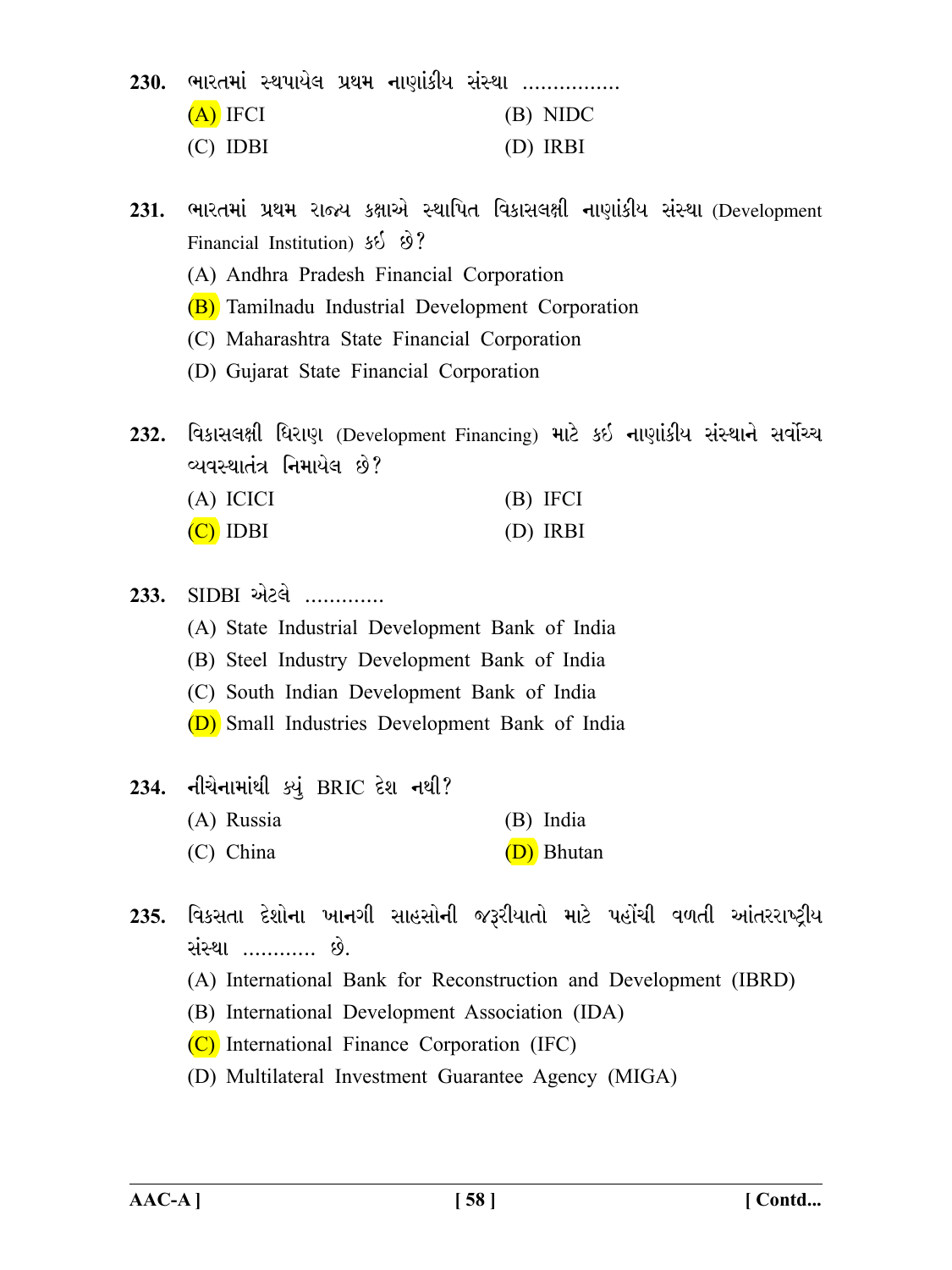230. ભારતમાં સ્થપાયેલ પ્રથમ નાણાંકીય સંસ્થા ................

(A) IFCI (B) NIDC

(C) IDBI (D) IRBI

231. ભારતમાં પ્રથમ રાજ્ય કક્ષાએ સ્થાપિત વિકાસલક્ષી નાણાંકીય સંસ્થા (Development Financial Institution) કઈ છે?

(A) Andhra Pradesh Financial Corporation

(B) Tamilnadu Industrial Development Corporation

(C) Maharashtra State Financial Corporation

(D) Gujarat State Financial Corporation

232. વિકાસલક્ષી ધિરાણ (Development Financing) માટે કઈ નાણાંકીય સંસ્થાને સર્વોચ્ચ વ્યવસ્થાતંત્ર નિમાયેલ છે?

(A) ICICI (B) IFCI

(C) IDBI (D) IRBI

233. SIDBI એટલે .............

(A) State Industrial Development Bank of India

(B) Steel Industry Development Bank of India

(C) South Indian Development Bank of India

(D) Small Industries Development Bank of India

234. નીચેનામાંથી ક્યું BRIC દેશ નથી?

(A) Russia (B) India

(C) China (D) Bhutan

235. વિકસતા દેશોના ખાનગી સાહસોની જરૂરીયાતો માટે પહોંચી વળતી આંતરરાષ્ટ્રીય સંસ્થા ............ છે.

(A) International Bank for Reconstruction and Development (IBRD)

(B) International Development Association (IDA)

(C) International Finance Corporation (IFC)

(D) Multilateral Investment Guarantee Agency (MIGA)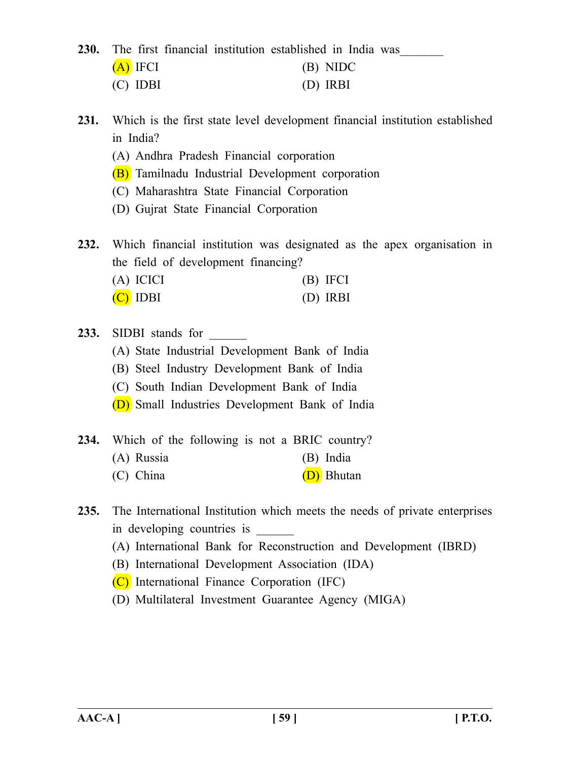**230.** The first financial institution established in India was_______

(A) IFCI
(B) NIDC
(C) IDBI
(D) IRBI

**231.** Which is the first state level development financial institution established in India?

(A) Andhra Pradesh Financial corporation
(B) Tamilnadu Industrial Development corporation
(C) Maharashtra State Financial Corporation
(D) Gujrat State Financial Corporation

**232.** Which financial institution was designated as the apex organisation in the field of development financing?

(A) ICICI
(B) IFCI
(C) IDBI
(D) IRBI

**233.** SIDBI stands for ______

(A) State Industrial Development Bank of India
(B) Steel Industry Development Bank of India
(C) South Indian Development Bank of India
(D) Small Industries Development Bank of India

**234.** Which of the following is not a BRIC country?

(A) Russia
(B) India
(C) China
(D) Bhutan

**235.** The International Institution which meets the needs of private enterprises in developing countries is ______

(A) International Bank for Reconstruction and Development (IBRD)
(B) International Development Association (IDA)
(C) International Finance Corporation (IFC)
(D) Multilateral Investment Guarantee Agency (MIGA)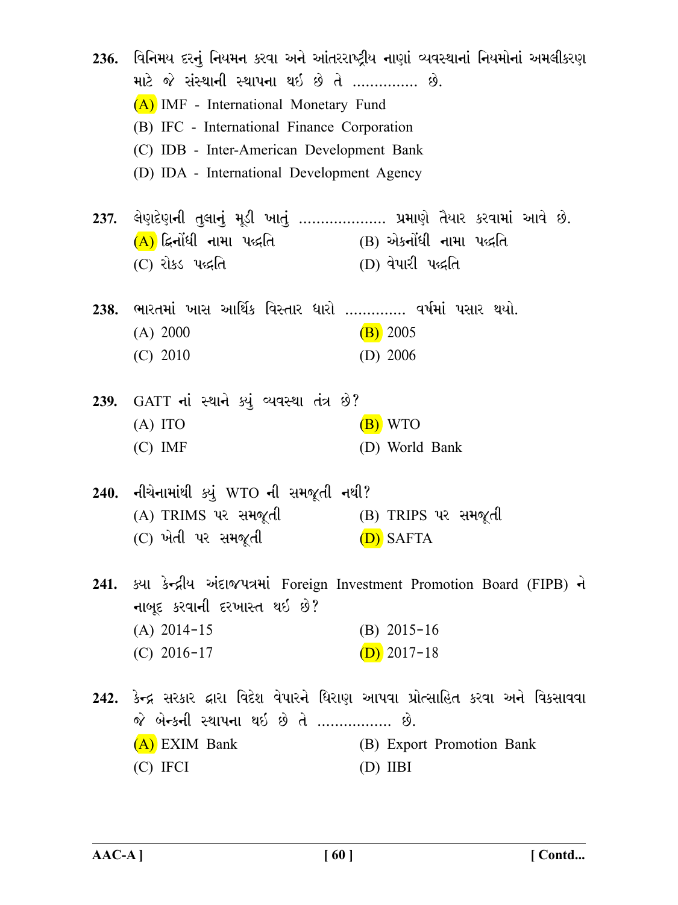236. વિનિમય દરનું નિયમન કરવા અને આંતરરાષ્ટ્રીય નાણાં વ્યવસ્થાનાં નિયમોનાં અમલીકરણ માટે જે સંસ્થાની સ્થાપના થઈ છે તે ............... છે.

(A) IMF - International Monetary Fund

(B) IFC - International Finance Corporation

(C) IDB - Inter-American Development Bank

(D) IDA - International Development Agency

237. લેણદેણની તુલાનું મૂડી ખાતું .................... પ્રમાણે તૈયાર કરવામાં આવે છે.

(A) દ્વિનોંધી નામા પદ્ધતિ

(B) એકનોંધી નામા પદ્ધતિ

(C) રોકડ પદ્ધતિ

(D) વેપારી પદ્ધતિ

238. ભારતમાં ખાસ આર્થિક વિસ્તાર ધારો .............. વર્ષમાં પસાર થયો.

(A) 2000

(B) 2005

(C) 2010

(D) 2006

239. GATT નાં સ્થાને ક્યું વ્યવસ્થા તંત્ર છે?

(A) ITO

(B) WTO

(C) IMF

(D) World Bank

240. નીચેનામાંથી ક્યું WTO ની સમજૂતી નથી?

(A) TRIMS પર સમજૂતી

(B) TRIPS પર સમજૂતી

(C) ખેતી પર સમજૂતી

(D) SAFTA

241. ક્યા કેન્દ્રીય અંદાજપત્રમાં Foreign Investment Promotion Board (FIPB) ને નાબૂદ કરવાની દરખાસ્ત થઈ છે?

(A) 2014-15

(B) 2015-16

(C) 2016-17

(D) 2017-18

242. કેન્દ્ર સરકાર દ્વારા વિદેશ વેપારને ધિરાણ આપવા પ્રોત્સાહિત કરવા અને વિકસાવવા જે બેન્કની સ્થાપના થઈ છે તે ................. છે.

(A) EXIM Bank

(B) Export Promotion Bank

(C) IFCI

(D) IIBI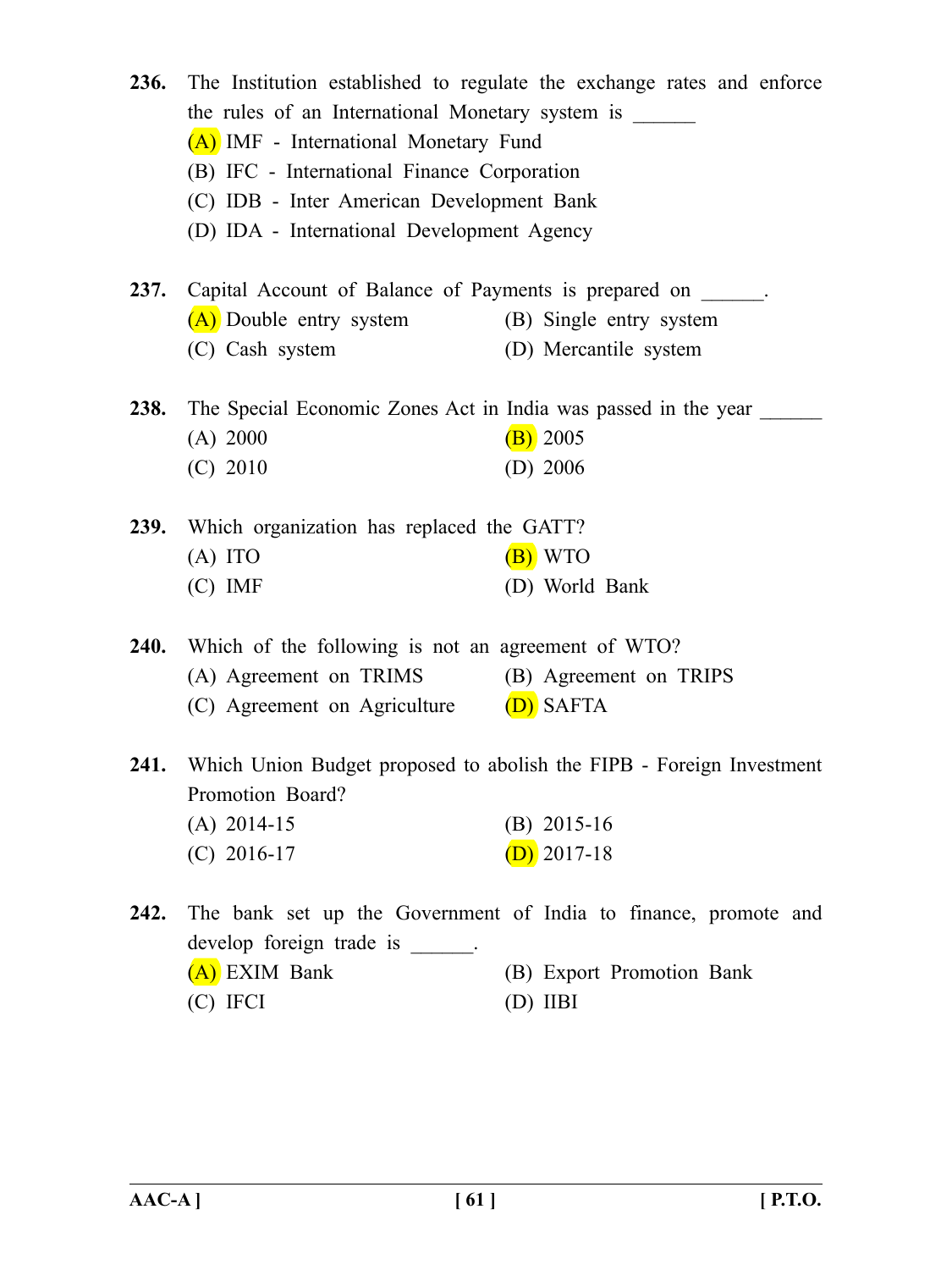**236.** The Institution established to regulate the exchange rates and enforce the rules of an International Monetary system is ______

(A) IMF - International Monetary Fund

(B) IFC - International Finance Corporation

(C) IDB - Inter American Development Bank

(D) IDA - International Development Agency

**237.** Capital Account of Balance of Payments is prepared on ______.

(A) Double entry system

(B) Single entry system

(C) Cash system

(D) Mercantile system

**238.** The Special Economic Zones Act in India was passed in the year ______

(A) 2000

(B) 2005

(C) 2010

(D) 2006

**239.** Which organization has replaced the GATT?

(A) ITO

(B) WTO

(C) IMF

(D) World Bank

**240.** Which of the following is not an agreement of WTO?

(A) Agreement on TRIMS

(B) Agreement on TRIPS

(C) Agreement on Agriculture

(D) SAFTA

**241.** Which Union Budget proposed to abolish the FIPB - Foreign Investment Promotion Board?

(A) 2014-15

(B) 2015-16

(C) 2016-17

(D) 2017-18

**242.** The bank set up the Government of India to finance, promote and develop foreign trade is ______.

(A) EXIM Bank

(B) Export Promotion Bank

(C) IFCI

(D) IIBI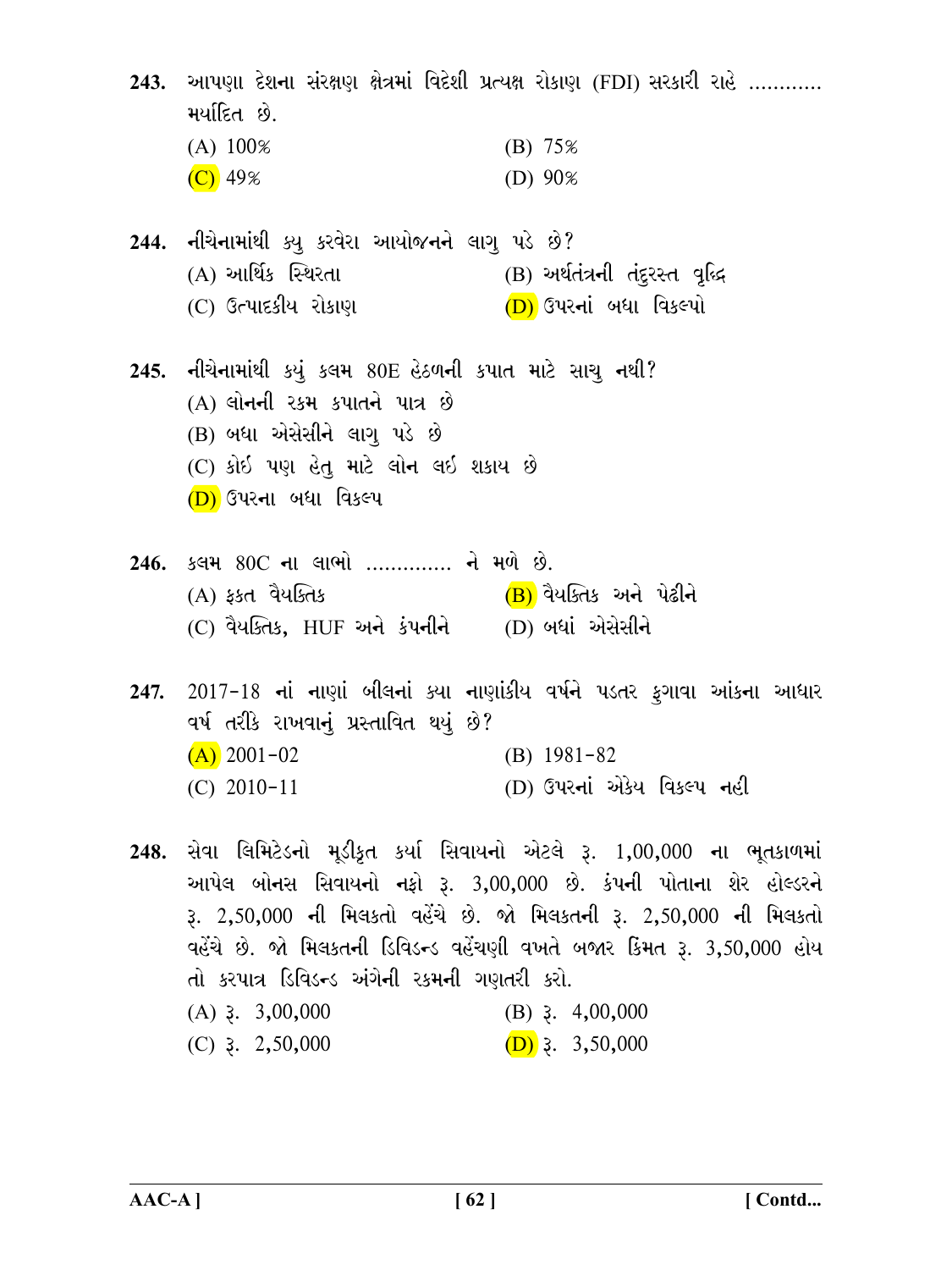**243.** આપણા દેશના સંરક્ષણ ક્ષેત્રમાં વિદેશી પ્રત્યક્ષ રોકાણ (FDI) સરકારી રાહે ............ મર્યાદિત છે.

(A) 100% (B) 75%

(C) 49% (D) 90%

**244.** નીચેનામાંથી ક્યુ કરવેરા આયોજનને લાગુ પડે છે?

(A) આર્થિક સ્થિરતા (B) અર્થતંત્રની તંદુરસ્ત વૃદ્ધિ

(C) ઉત્પાદકીય રોકાણ (D) ઉપરનાં બધા વિકલ્પો

**245.** નીચેનામાંથી કયું કલમ 80E હેઠળની કપાત માટે સાચુ નથી?

(A) લોનની રકમ કપાતને પાત્ર છે

(B) બધા એસેસીને લાગુ પડે છે

(C) કોઈ પણ હેતુ માટે લોન લઈ શકાય છે

(D) ઉપરના બધા વિકલ્પ

**246.** કલમ 80C ના લાભો ............. ને મળે છે.

(A) ફક્ત વૈયક્તિક (B) વૈયક્તિક અને પેઢીને

(C) વૈયક્તિક, HUF અને કંપનીને (D) બધાં એસેસીને

**247.** 2017-18 નાં નાણાં બીલનાં ક્યા નાણાંકીય વર્ષને પડતર ફુગાવા આંકના આધાર વર્ષ તરીકે રાખવાનું પ્રસ્તાવિત થયું છે?

(A) 2001-02 (B) 1981-82

(C) 2010-11 (D) ઉપરનાં એકેય વિકલ્પ નહી

**248.** સેવા લિમિટેડનો મૂડીકૃત કર્યા સિવાયનો એટલે રૂ. 1,00,000 ના ભૂતકાળમાં આપેલ બોનસ સિવાયનો નફો રૂ. 3,00,000 છે. કંપની પોતાના શેર હોલ્ડરને રૂ. 2,50,000 ની મિલકતો વહેંચે છે. જો મિલકતની રૂ. 2,50,000 ની મિલકતો વહેંચે છે. જો મિલકતની ડિવિડન્ડ વહેંચણી વખતે બજાર કિંમત રૂ. 3,50,000 હોય તો કરપાત્ર ડિવિડન્ડ અંગેની રકમની ગણતરી કરો.

(A) રૂ. 3,00,000 (B) રૂ. 4,00,000

(C) રૂ. 2,50,000 (D) રૂ. 3,50,000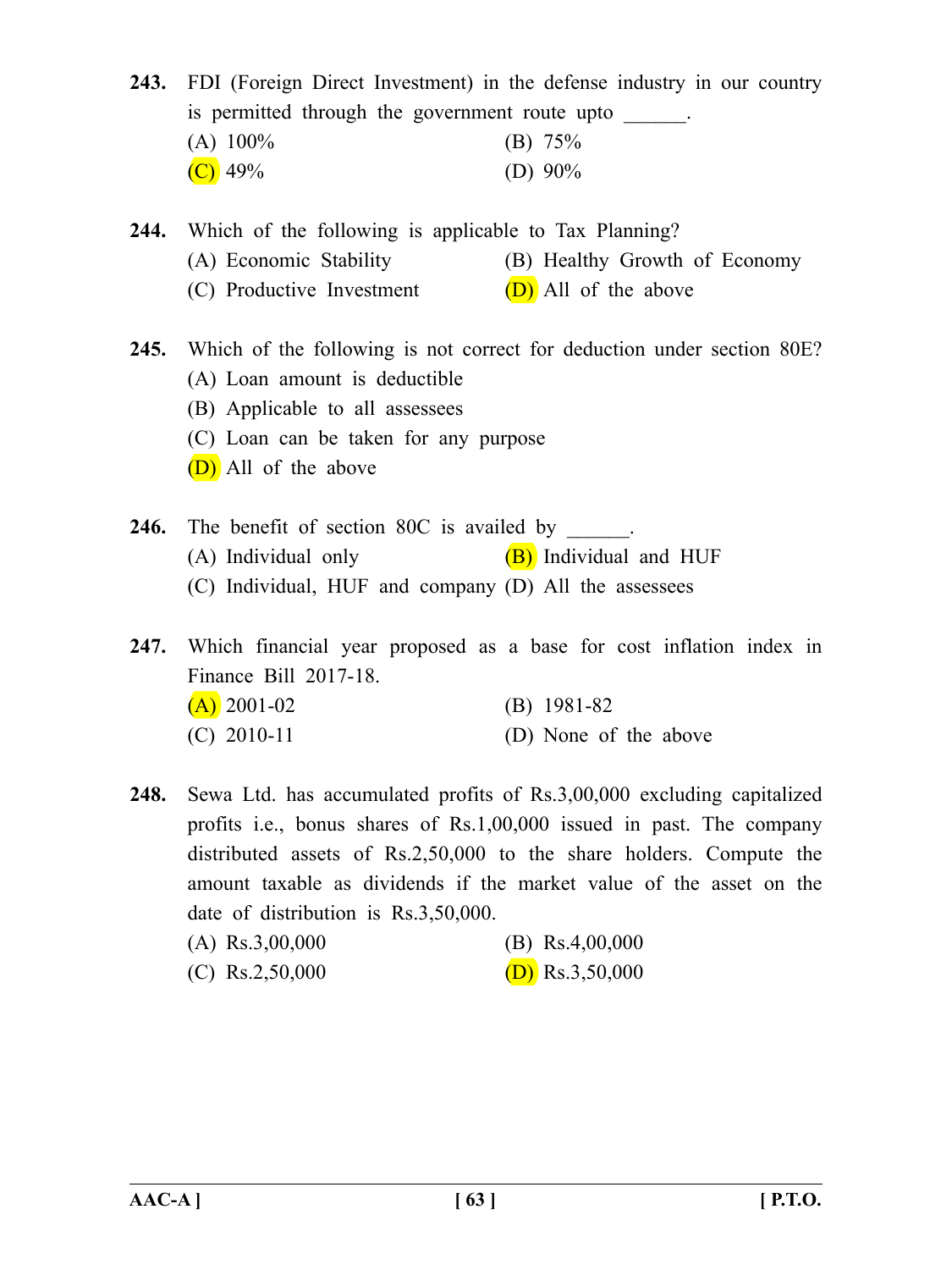**243.** FDI (Foreign Direct Investment) in the defense industry in our country is permitted through the government route upto ______.

(A) 100% (B) 75%

(C) 49% (D) 90%

**244.** Which of the following is applicable to Tax Planning?

(A) Economic Stability (B) Healthy Growth of Economy

(C) Productive Investment (D) All of the above

**245.** Which of the following is not correct for deduction under section 80E?

(A) Loan amount is deductible

(B) Applicable to all assessees

(C) Loan can be taken for any purpose

(D) All of the above

**246.** The benefit of section 80C is availed by ______.

(A) Individual only (B) Individual and HUF

(C) Individual, HUF and company (D) All the assessees

**247.** Which financial year proposed as a base for cost inflation index in Finance Bill 2017-18.

(A) 2001-02 (B) 1981-82

(C) 2010-11 (D) None of the above

**248.** Sewa Ltd. has accumulated profits of Rs.3,00,000 excluding capitalized profits i.e., bonus shares of Rs.1,00,000 issued in past. The company distributed assets of Rs.2,50,000 to the share holders. Compute the amount taxable as dividends if the market value of the asset on the date of distribution is Rs.3,50,000.

(A) Rs.3,00,000 (B) Rs.4,00,000

(C) Rs.2,50,000 (D) Rs.3,50,000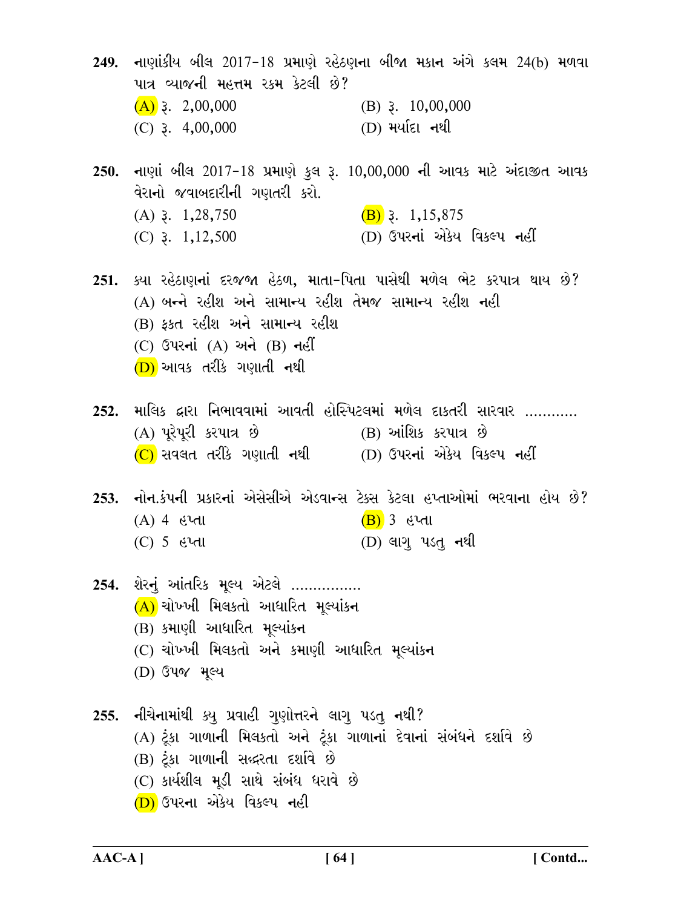**249.** નાણાંકીય બીલ 2017-18 પ્રમાણે રહેઠણના બીજા મકાન અંગે કલમ 24(b) મળવા પાત્ર વ્યાજની મહત્તમ રકમ કેટલી છે?

(A) રૂ. 2,00,000  (B) રૂ. 10,00,000

(C) રૂ. 4,00,000  (D) મર્યાદા નથી

**250.** નાણાં બીલ 2017-18 પ્રમાણે કુલ રૂ. 10,00,000 ની આવક માટે અંદાજીત આવક વેરાનો જવાબદારીની ગણતરી કરો.

(A) રૂ. 1,28,750  (B) રૂ. 1,15,875

(C) રૂ. 1,12,500  (D) ઉપરનાં એકેય વિકલ્પ નહીં

**251.** ક્યા રહેઠાણનાં દરજજા હેઠળ, માતા-પિતા પાસેથી મળેલ ભેટ કરપાત્ર થાય છે?

(A) બન્ને રહીશ અને સામાન્ય રહીશ તેમજ સામાન્ય રહીશ નહી

(B) ફક્ત રહીશ અને સામાન્ય રહીશ

(C) ઉપરનાં (A) અને (B) નહીં

(D) આવક તરીકે ગણાતી નથી

**252.** માલિક દ્વારા નિભાવવામાં આવતી હોસ્પિટલમાં મળેલ દાકતરી સારવાર ............

(A) પૂરેપૂરી કરપાત્ર છે  (B) આંશિક કરપાત્ર છે

(C) સવલત તરીકે ગણાતી નથી  (D) ઉપરનાં એકેય વિકલ્પ નહીં

**253.** નોન.કંપની પ્રકારનાં એસેસીએ એડવાન્સ ટેક્સ કેટલા હપ્તાઓમાં ભરવાના હોય છે?

(A) 4 હપ્તા  (B) 3 હપ્તા

(C) 5 હપ્તા  (D) લાગુ પડતુ નથી

**254.** શેરનું આંતરિક મૂલ્ય એટલે ................

(A) ચોખ્ખી મિલકતો આધારિત મૂલ્યાંકન

(B) કમાણી આધારિત મૂલ્યાંકન

(C) ચોખ્ખી મિલકતો અને કમાણી આધારિત મૂલ્યાંકન

(D) ઉપજ મૂલ્ય

**255.** નીચેનામાંથી ક્યુ પ્રવાહી ગુણોત્તરને લાગુ પડતુ નથી?

(A) ટૂંકા ગાળાની મિલકતો અને ટૂંકા ગાળાનાં દેવાનાં સંબંધને દર્શાવે છે

(B) ટૂંકા ગાળાની સદ્ધરતા દર્શાવે છે

(C) કાર્યશીલ મૂડી સાથે સંબંધ ધરાવે છે

(D) ઉપરના એકેય વિકલ્પ નહી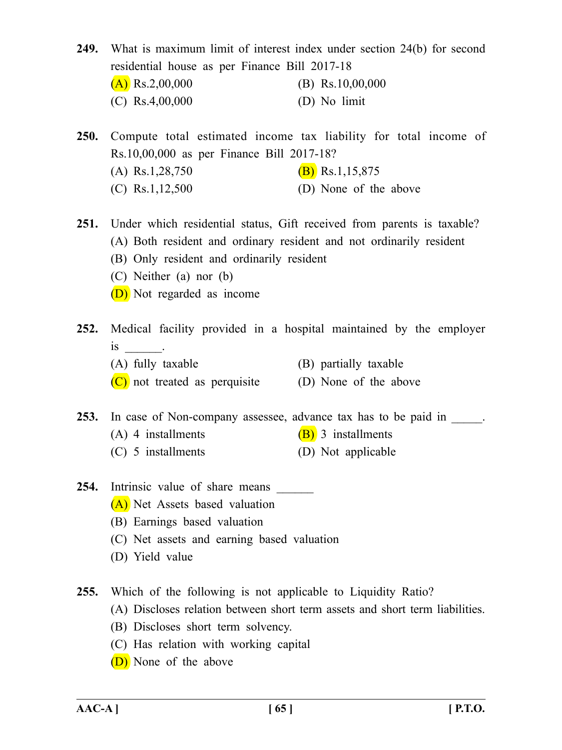**249.** What is maximum limit of interest index under section 24(b) for second residential house as per Finance Bill 2017-18

(A) Rs.2,00,000 (B) Rs.10,00,000

(C) Rs.4,00,000 (D) No limit

**250.** Compute total estimated income tax liability for total income of Rs.10,00,000 as per Finance Bill 2017-18?

(A) Rs.1,28,750 (B) Rs.1,15,875

(C) Rs.1,12,500 (D) None of the above

**251.** Under which residential status, Gift received from parents is taxable?

(A) Both resident and ordinary resident and not ordinarily resident

(B) Only resident and ordinarily resident

(C) Neither (a) nor (b)

(D) Not regarded as income

**252.** Medical facility provided in a hospital maintained by the employer is ______.

(A) fully taxable (B) partially taxable

(C) not treated as perquisite (D) None of the above

**253.** In case of Non-company assessee, advance tax has to be paid in _____.

(A) 4 installments (B) 3 installments

(C) 5 installments (D) Not applicable

**254.** Intrinsic value of share means ______

(A) Net Assets based valuation

(B) Earnings based valuation

(C) Net assets and earning based valuation

(D) Yield value

**255.** Which of the following is not applicable to Liquidity Ratio?

(A) Discloses relation between short term assets and short term liabilities.

(B) Discloses short term solvency.

(C) Has relation with working capital

(D) None of the above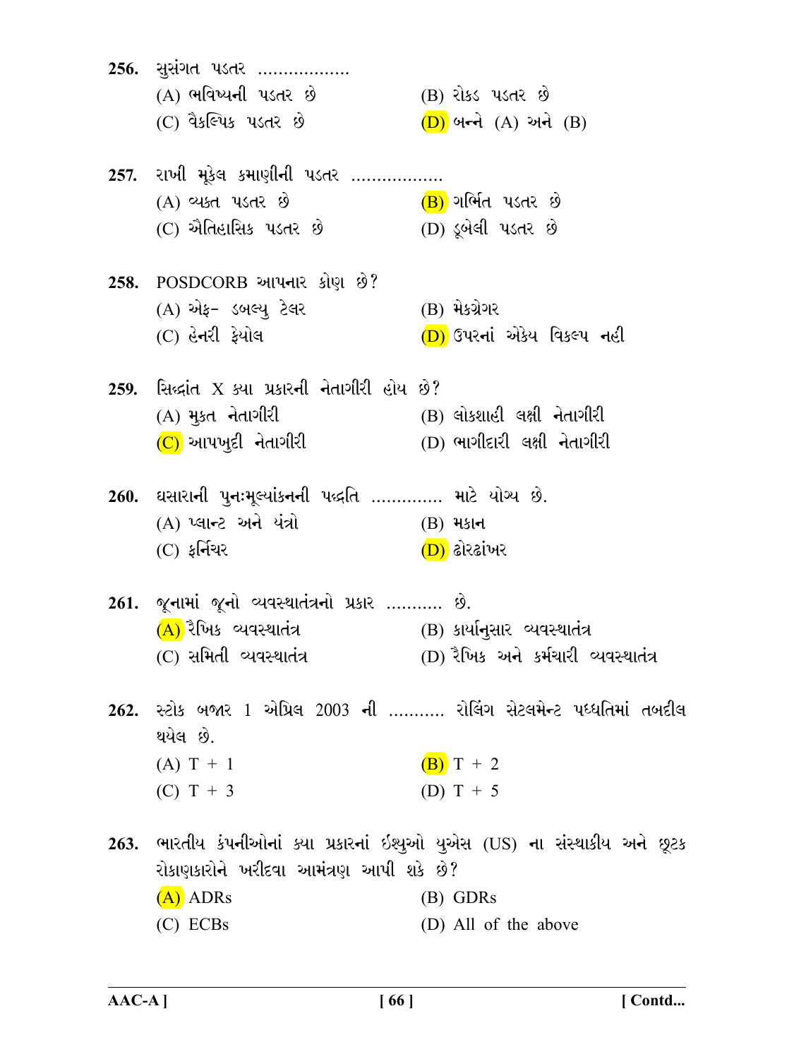256. સુસંગત પડતર ..................

(A) ભવિષ્યની પડતર છે
(B) રોકડ પડતર છે
(C) વૈકલ્પિક પડતર છે
(D) બન્ને (A) અને (B)

257. રાખી મૂકેલ કમાણીની પડતર ..................

(A) વ્યક્ત પડતર છે
(B) ગર્ભિત પડતર છે
(C) ઐતિહાસિક પડતર છે
(D) ડૂબેલી પડતર છે

258. POSDCORB આપનાર કોણ છે?

(A) એફ- ડબલ્યુ ટેલર
(B) મેકગ્રેગર
(C) હેનરી ફેયોલ
(D) ઉપરનાં એકેય વિકલ્પ નહી

259. સિદ્ધાંત X ક્યા પ્રકારની નેતાગીરી હોય છે?

(A) મુક્ત નેતાગીરી
(B) લોકશાહી લક્ષી નેતાગીરી
(C) આપખુદી નેતાગીરી
(D) ભાગીદારી લક્ષી નેતાગીરી

260. ઘસારાની પુનઃમૂલ્યાંકનની પદ્ધતિ .............. માટે યોગ્ય છે.

(A) પ્લાન્ટ અને યંત્રો
(B) મકાન
(C) ફર્નિચર
(D) ઢોરઢાંખર

261. જૂનામાં જૂનો વ્યવસ્થાતંત્રનો પ્રકાર ........... છે.

(A) રૈખિક વ્યવસ્થાતંત્ર
(B) કાર્યાનુસાર વ્યવસ્થાતંત્ર
(C) સમિતી વ્યવસ્થાતંત્ર
(D) રૈખિક અને કર્મચારી વ્યવસ્થાતંત્ર

262. સ્ટોક બજાર 1 એપ્રિલ 2003 ની ........... રોલિંગ સેટલમેન્ટ પધ્ધતિમાં તબદીલ થયેલ છે.

(A) T + 1
(B) T + 2
(C) T + 3
(D) T + 5

263. ભારતીય કંપનીઓનાં ક્યા પ્રકારનાં ઇશ્યુઓ યુએસ (US) ના સંસ્થાકીય અને છૂટક રોકાણકારોને ખરીદવા આમંત્રણ આપી શકે છે?

(A) ADRs
(B) GDRs
(C) ECBs
(D) All of the above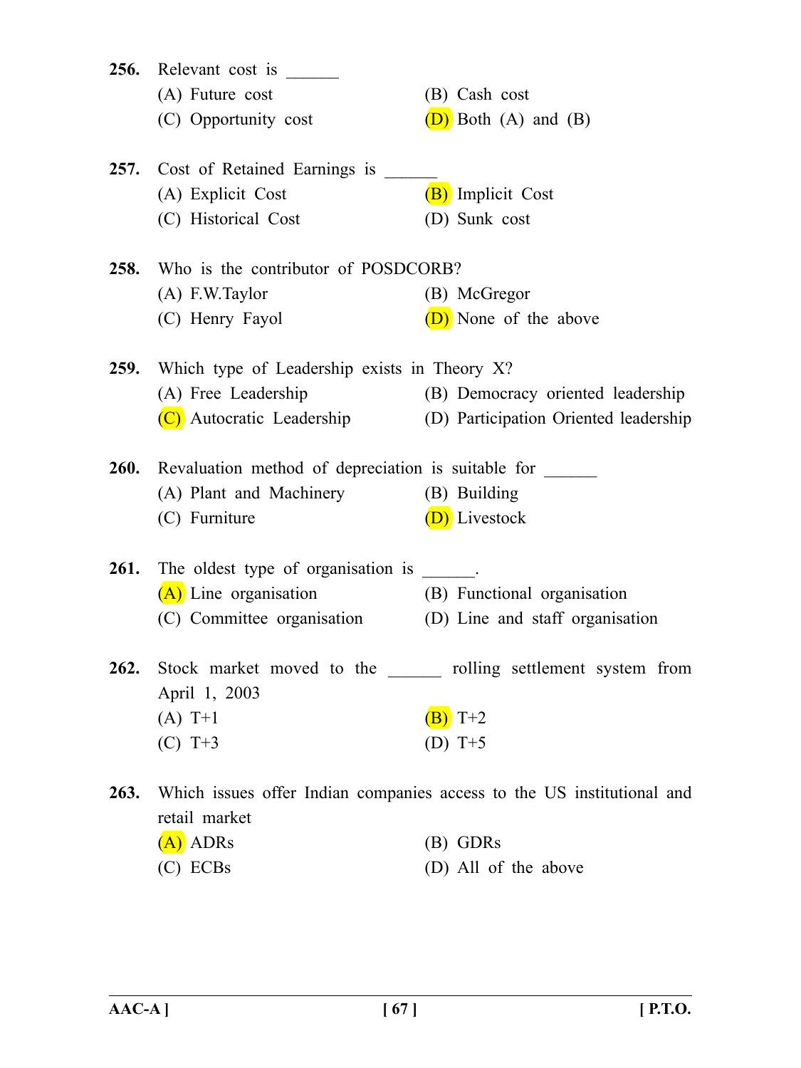**256.** Relevant cost is ______

(A) Future cost

(B) Cash cost

(C) Opportunity cost

(D) Both (A) and (B)

**257.** Cost of Retained Earnings is ______

(A) Explicit Cost

(B) Implicit Cost

(C) Historical Cost

(D) Sunk cost

**258.** Who is the contributor of POSDCORB?

(A) F.W.Taylor

(B) McGregor

(C) Henry Fayol

(D) None of the above

**259.** Which type of Leadership exists in Theory X?

(A) Free Leadership

(B) Democracy oriented leadership

(C) Autocratic Leadership

(D) Participation Oriented leadership

**260.** Revaluation method of depreciation is suitable for ______

(A) Plant and Machinery

(B) Building

(C) Furniture

(D) Livestock

**261.** The oldest type of organisation is ______.

(A) Line organisation

(B) Functional organisation

(C) Committee organisation

(D) Line and staff organisation

**262.** Stock market moved to the ______ rolling settlement system from April 1, 2003

(A) T+1

(B) T+2

(C) T+3

(D) T+5

**263.** Which issues offer Indian companies access to the US institutional and retail market

(A) ADRs

(B) GDRs

(C) ECBs

(D) All of the above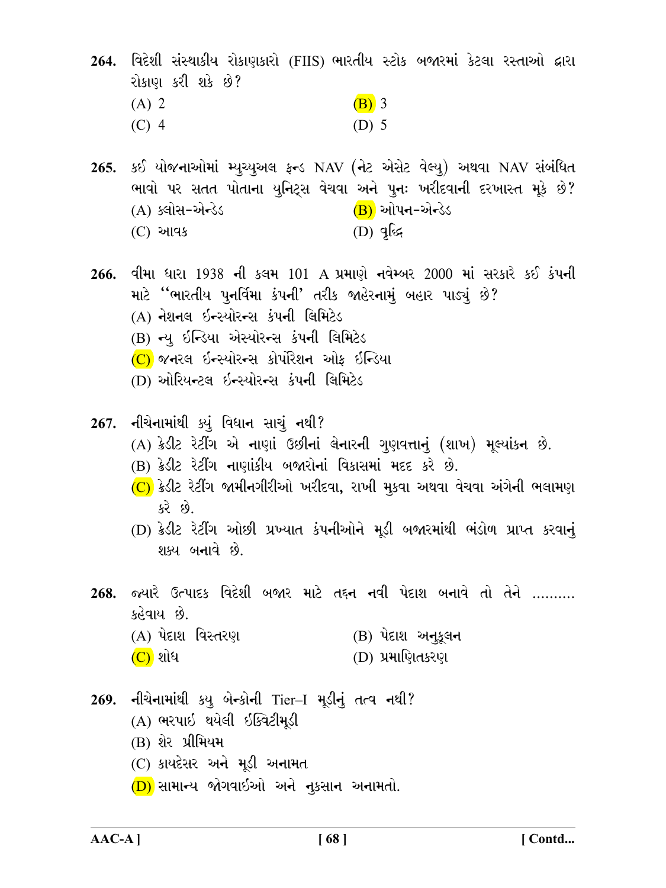264. વિદેશી સંસ્થાકીય રોકાણકારો (FIIS) ભારતીય સ્ટોક બજારમાં કેટલા રસ્તાઓ દ્વારા રોકાણ કરી શકે છે?

(A) 2
(B) 3
(C) 4
(D) 5

265. કઈ યોજનાઓમાં મ્યુચ્યુઅલ ફન્ડ NAV (નેટ એસેટ વેલ્યુ) અથવા NAV સંબંધિત ભાવો પર સતત પોતાના યુનિટ્સ વેચવા અને પુનઃ ખરીદવાની દરખાસ્ત મૂકે છે?

(A) ક્લોસ-એન્ડેડ
(B) ઓપન-એન્ડેડ
(C) આવક
(D) વૃદ્ધિ

266. વીમા ધારા 1938 ની કલમ 101 A પ્રમાણે નવેમ્બર 2000 માં સરકારે કઈ કંપની માટે ''ભારતીય પુનર્વિમા કંપની' તરીક જાહેરનામું બહાર પાડ્યું છે?

(A) નેશનલ ઈન્સ્યોરન્સ કંપની લિમિટેડ
(B) ન્યુ ઈન્ડિયા એસ્યોરન્સ કંપની લિમિટેડ
(C) જનરલ ઈન્સ્યોરન્સ કોર્પોરેશન ઓફ ઈન્ડિયા
(D) ઓરિયન્ટલ ઈન્સ્યોરન્સ કંપની લિમિટેડ

267. નીચેનામાંથી ક્યું વિધાન સાચું નથી?

(A) ક્રેડીટ રેટીંગ એ નાણાં ઉછીનાં લેનારની ગુણવત્તાનું (શાખ) મૂલ્યાંકન છે.
(B) ક્રેડીટ રેટીંગ નાણાંકીય બજારોનાં વિકાસમાં મદદ કરે છે.
(C) ક્રેડીટ રેટીંગ જામીનગીરીઓ ખરીદવા, રાખી મુકવા અથવા વેચવા અંગેની ભલામણ કરે છે.
(D) ક્રેડીટ રેટીંગ ઓછી પ્રખ્યાત કંપનીઓને મૂડી બજારમાંથી ભંડોળ પ્રાપ્ત કરવાનું શક્ય બનાવે છે.

268. જ્યારે ઉત્પાદક વિદેશી બજાર માટે તદ્દન નવી પેદાશ બનાવે તો તેને .......... કહેવાય છે.

(A) પેદાશ વિસ્તરણ
(B) પેદાશ અનુકૂલન
(C) શોધ
(D) પ્રમાણિતકરણ

269. નીચેનામાંથી કયુ બેન્કોની Tier–I મૂડીનું તત્વ નથી?

(A) ભરપાઈ થયેલી ઈક્વિટીમૂડી
(B) શેર પ્રીમિયમ
(C) કાયદેસર અને મૂડી અનામત
(D) સામાન્ય જોગવાઈઓ અને નુકસાન અનામતો.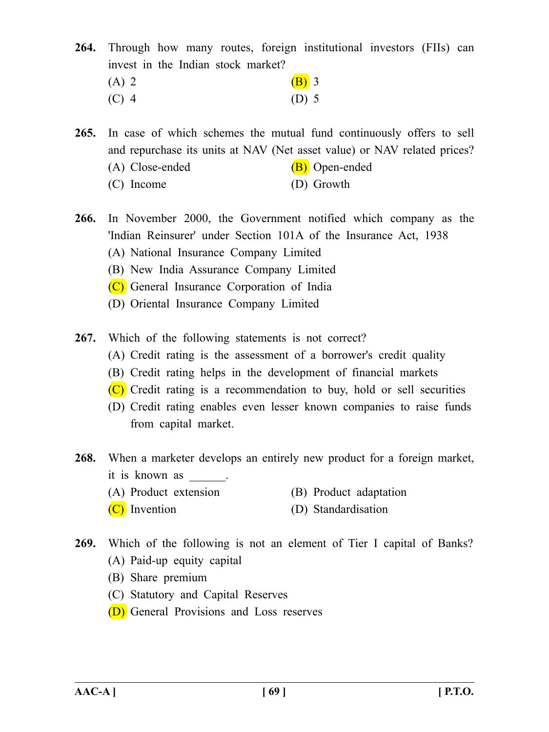264. Through how many routes, foreign institutional investors (FIIs) can invest in the Indian stock market?

(A) 2
(B) 3
(C) 4
(D) 5

265. In case of which schemes the mutual fund continuously offers to sell and repurchase its units at NAV (Net asset value) or NAV related prices?

(A) Close-ended
(B) Open-ended
(C) Income
(D) Growth

266. In November 2000, the Government notified which company as the 'Indian Reinsurer' under Section 101A of the Insurance Act, 1938

(A) National Insurance Company Limited
(B) New India Assurance Company Limited
(C) General Insurance Corporation of India
(D) Oriental Insurance Company Limited

267. Which of the following statements is not correct?

(A) Credit rating is the assessment of a borrower's credit quality
(B) Credit rating helps in the development of financial markets
(C) Credit rating is a recommendation to buy, hold or sell securities
(D) Credit rating enables even lesser known companies to raise funds from capital market.

268. When a marketer develops an entirely new product for a foreign market, it is known as ______.

(A) Product extension
(B) Product adaptation
(C) Invention
(D) Standardisation

269. Which of the following is not an element of Tier I capital of Banks?

(A) Paid-up equity capital
(B) Share premium
(C) Statutory and Capital Reserves
(D) General Provisions and Loss reserves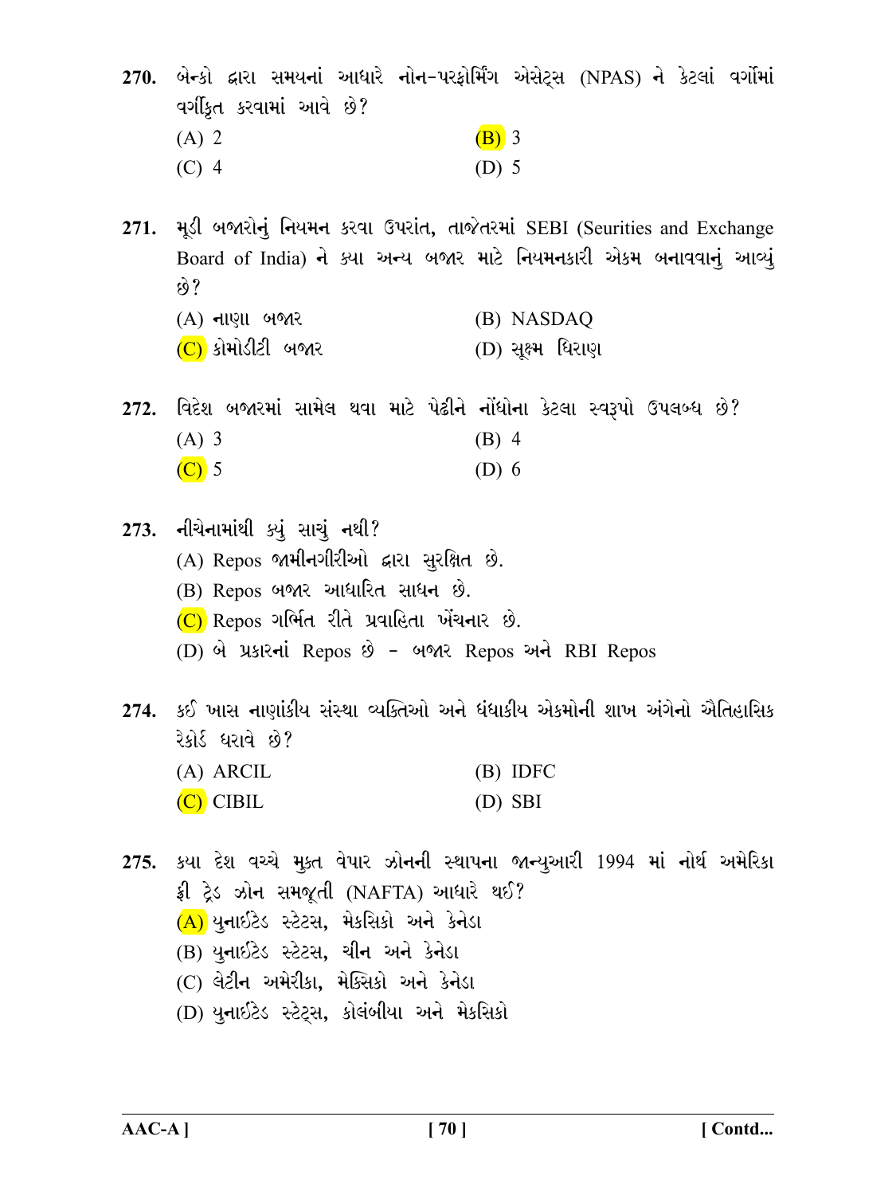**270.** બેન્કો દ્વારા સમયનાં આધારે નોન-પરફોર્મિંગ એસેટ્સ (NPAS) ને કેટલાં વર્ગોમાં વર્ગીકૃત કરવામાં આવે છે?

(A) 2

(B) 3

(C) 4

(D) 5

**271.** મૂડી બજારોનું નિયમન કરવા ઉપરાંત, તાજેતરમાં SEBI (Seurities and Exchange Board of India) ને ક્યા અન્ય બજાર માટે નિયમનકારી એકમ બનાવવાનું આવ્યું છે?

(A) નાણા બજાર

(B) NASDAQ

(C) કોમોડીટી બજાર

(D) સૂક્ષ્મ ધિરાણ

**272.** વિદેશ બજારમાં સામેલ થવા માટે પેઢીને નોંધોના કેટલા સ્વરૂપો ઉપલબ્ધ છે?

(A) 3

(B) 4

(C) 5

(D) 6

**273.** નીચેનામાંથી ક્યું સાચું નથી?

(A) Repos જામીનગીરીઓ દ્વારા સુરક્ષિત છે.

(B) Repos બજાર આધારિત સાધન છે.

(C) Repos ગર્ભિત રીતે પ્રવાહિતા ખેંચનાર છે.

(D) બે પ્રકારનાં Repos છે - બજાર Repos અને RBI Repos

**274.** કઈ ખાસ નાણાંકીય સંસ્થા વ્યક્તિઓ અને ધંધાકીય એકમોની શાખ અંગેનો ઐતિહાસિક રેકોર્ડ ધરાવે છે?

(A) ARCIL

(B) IDFC

(C) CIBIL

(D) SBI

**275.** કયા દેશ વચ્ચે મુક્ત વેપાર ઝોનની સ્થાપના જાન્યુઆરી 1994 માં નોર્થ અમેરિકા ફ્રી ટ્રેડ ઝોન સમજૂતી (NAFTA) આધારે થઈ?

(A) યુનાઈટેડ સ્ટેટસ, મેકસિકો અને કેનેડા

(B) યુનાઈટેડ સ્ટેટસ, ચીન અને કેનેડા

(C) લેટીન અમેરીકા, મેક્સિકો અને કેનેડા

(D) યુનાઈટેડ સ્ટેટ્સ, કોલંબીયા અને મેકસિકો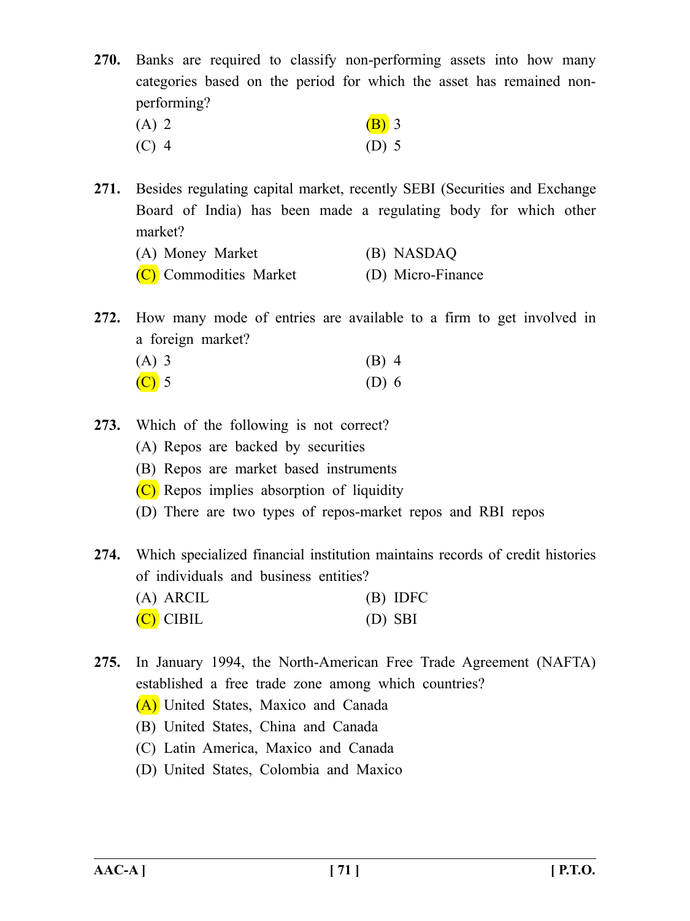**270.** Banks are required to classify non-performing assets into how many categories based on the period for which the asset has remained non-performing?

(A) 2 (B) 3

(C) 4 (D) 5

**271.** Besides regulating capital market, recently SEBI (Securities and Exchange Board of India) has been made a regulating body for which other market?

(A) Money Market (B) NASDAQ

(C) Commodities Market (D) Micro-Finance

**272.** How many mode of entries are available to a firm to get involved in a foreign market?

(A) 3 (B) 4

(C) 5 (D) 6

**273.** Which of the following is not correct?

(A) Repos are backed by securities

(B) Repos are market based instruments

(C) Repos implies absorption of liquidity

(D) There are two types of repos-market repos and RBI repos

**274.** Which specialized financial institution maintains records of credit histories of individuals and business entities?

(A) ARCIL (B) IDFC

(C) CIBIL (D) SBI

**275.** In January 1994, the North-American Free Trade Agreement (NAFTA) established a free trade zone among which countries?

(A) United States, Maxico and Canada

(B) United States, China and Canada

(C) Latin America, Maxico and Canada

(D) United States, Colombia and Maxico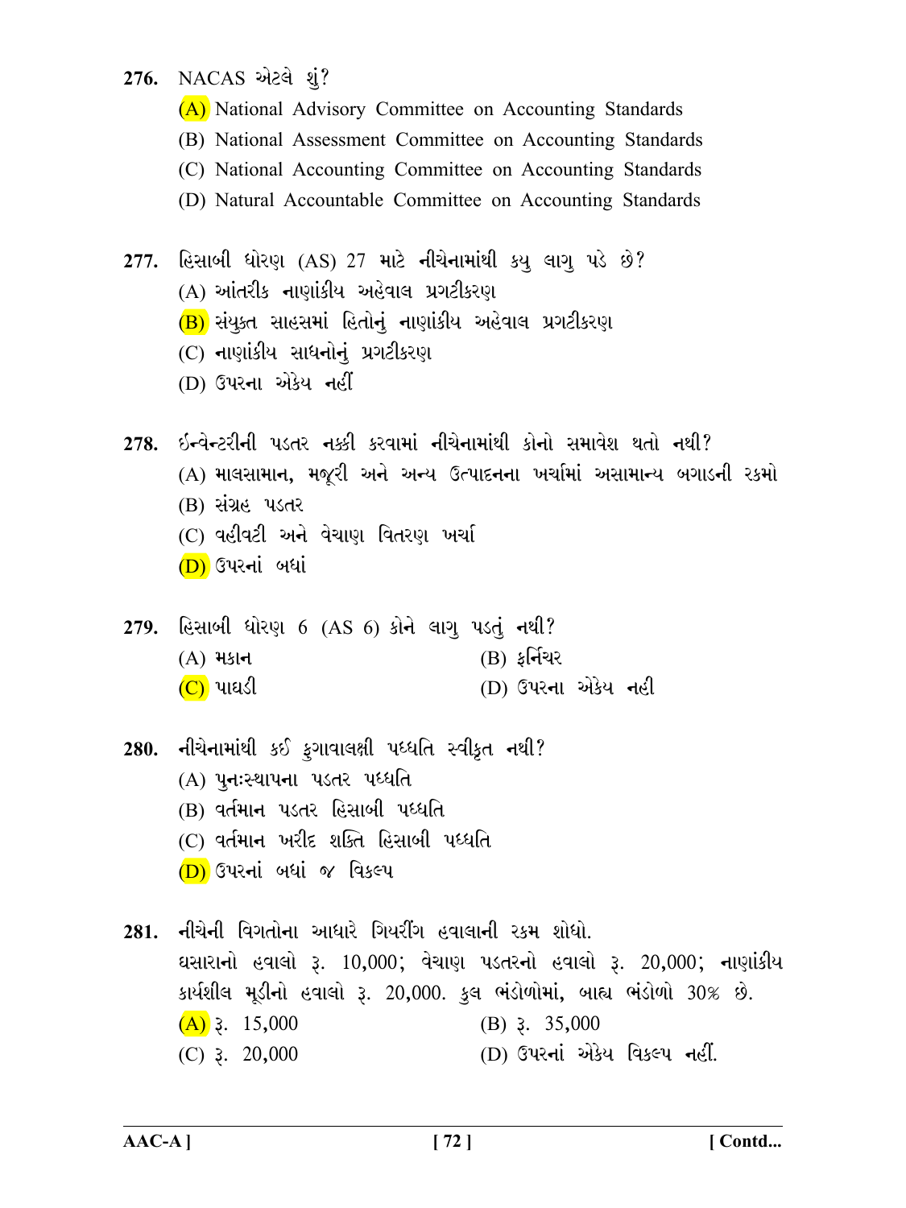**276.** NACAS એટલે શું?

(A) National Advisory Committee on Accounting Standards

(B) National Assessment Committee on Accounting Standards

(C) National Accounting Committee on Accounting Standards

(D) Natural Accountable Committee on Accounting Standards

**277.** હિસાબી ધોરણ (AS) 27 માટે નીચેનામાંથી કયુ લાગુ પડે છે?

(A) આંતરીક નાણાંકીય અહેવાલ પ્રગટીકરણ

(B) સંયુક્ત સાહસમાં હિતોનું નાણાંકીય અહેવાલ પ્રગટીકરણ

(C) નાણાંકીય સાધનોનું પ્રગટીકરણ

(D) ઉપરના એકેય નહીં

**278.** ઈન્વેન્ટરીની પડતર નક્કી કરવામાં નીચેનામાંથી કોનો સમાવેશ થતો નથી?

(A) માલસામાન, મજૂરી અને અન્ય ઉત્પાદનના ખર્ચામાં અસામાન્ય બગાડની રકમો

(B) સંગ્રહ પડતર

(C) વહીવટી અને વેચાણ વિતરણ ખર્ચા

(D) ઉપરનાં બધાં

**279.** હિસાબી ધોરણ 6 (AS 6) કોને લાગુ પડતું નથી?

(A) મકાન

(B) ફર્નિચર

(C) પાઘડી

(D) ઉપરના એકેય નહી

**280.** નીચેનામાંથી કઈ ફુગાવાલક્ષી પધ્ધતિ સ્વીકૃત નથી?

(A) પુનઃસ્થાપના પડતર પધ્ધતિ

(B) વર્તમાન પડતર હિસાબી પધ્ધતિ

(C) વર્તમાન ખરીદ શક્તિ હિસાબી પધ્ધતિ

(D) ઉપરનાં બધાં જ વિકલ્પ

**281.** નીચેની વિગતોના આધારે ગિયરીંગ હવાલાની રકમ શોધો.
ઘસારાનો હવાલો રૂ. 10,000; વેચાણ પડતરનો હવાલો રૂ. 20,000; નાણાંકીય કાર્યશીલ મૂડીનો હવાલો રૂ. 20,000. કુલ ભંડોળોમાં, બાહ્ય ભંડોળો 30% છે.

(A) રૂ. 15,000

(B) રૂ. 35,000

(C) રૂ. 20,000

(D) ઉપરનાં એકેય વિકલ્પ નહીં.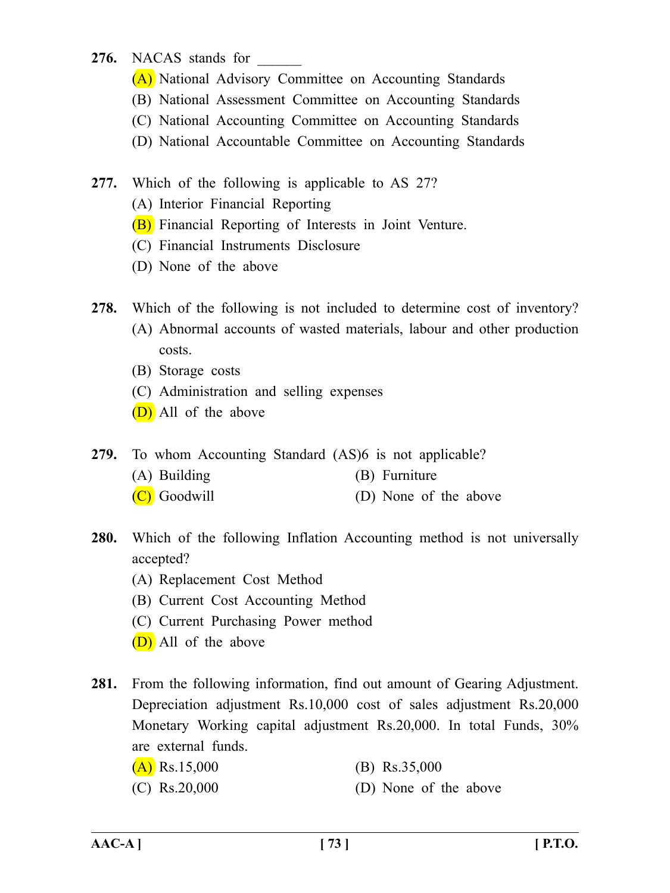**276.** NACAS stands for ______

(A) National Advisory Committee on Accounting Standards

(B) National Assessment Committee on Accounting Standards

(C) National Accounting Committee on Accounting Standards

(D) National Accountable Committee on Accounting Standards

**277.** Which of the following is applicable to AS 27?

(A) Interior Financial Reporting

(B) Financial Reporting of Interests in Joint Venture.

(C) Financial Instruments Disclosure

(D) None of the above

**278.** Which of the following is not included to determine cost of inventory?

(A) Abnormal accounts of wasted materials, labour and other production costs.

(B) Storage costs

(C) Administration and selling expenses

(D) All of the above

**279.** To whom Accounting Standard (AS)6 is not applicable?

(A) Building

(B) Furniture

(C) Goodwill

(D) None of the above

**280.** Which of the following Inflation Accounting method is not universally accepted?

(A) Replacement Cost Method

(B) Current Cost Accounting Method

(C) Current Purchasing Power method

(D) All of the above

**281.** From the following information, find out amount of Gearing Adjustment. Depreciation adjustment Rs.10,000 cost of sales adjustment Rs.20,000 Monetary Working capital adjustment Rs.20,000. In total Funds, 30% are external funds.

(A) Rs.15,000

(B) Rs.35,000

(C) Rs.20,000

(D) None of the above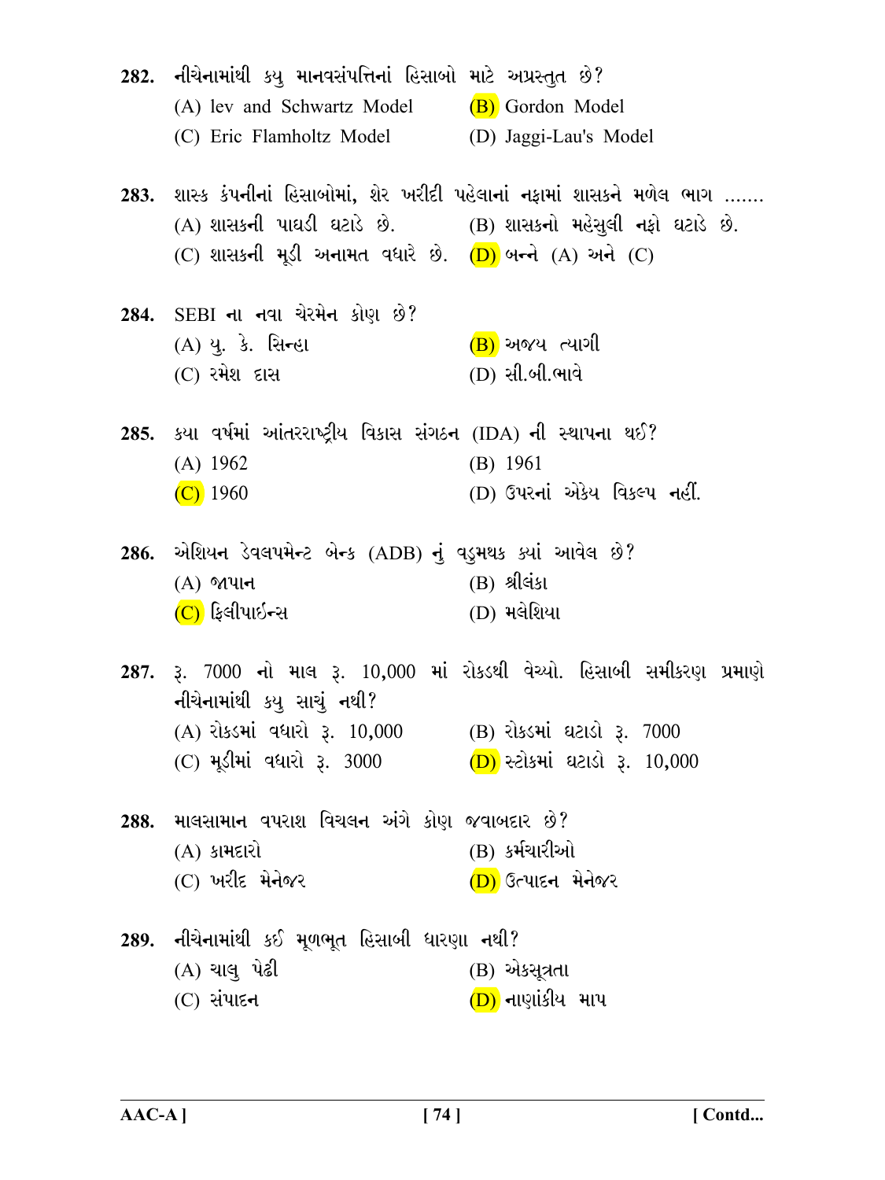**282.** નીચેનામાંથી કયુ માનવસંપત્તિનાં હિસાબો માટે અપ્રસ્તુત છે?

(A) lev and Schwartz Model
(B) Gordon Model
(C) Eric Flamholtz Model
(D) Jaggi-Lau's Model

**283.** શાસ્ક કંપનીનાં હિસાબોમાં, શેર ખરીદી પહેલાનાં નફામાં શાસકને મળેલ ભાગ .......

(A) શાસકની પાઘડી ઘટાડે છે.
(B) શાસકનો મહેસુલી નફો ઘટાડે છે.
(C) શાસકની મૂડી અનામત વધારે છે.
(D) બન્ને (A) અને (C)

**284.** SEBI ના નવા ચેરમેન કોણ છે?

(A) યુ. કે. સિન્હા
(B) અજય ત્યાગી
(C) રમેશ દાસ
(D) સી.બી.ભાવે

**285.** કયા વર્ષમાં આંતરરાષ્ટ્રીય વિકાસ સંગઠન (IDA) ની સ્થાપના થઈ?

(A) 1962
(B) 1961
(C) 1960
(D) ઉપરનાં એકેય વિકલ્પ નહીં.

**286.** એશિયન ડેવલપમેન્ટ બેન્ક (ADB) નું વડુમથક ક્યાં આવેલ છે?

(A) જાપાન
(B) શ્રીલંકા
(C) ફિલીપાઈન્સ
(D) મલેશિયા

**287.** રૂ. 7000 નો માલ રૂ. 10,000 માં રોકડથી વેચ્યો. હિસાબી સમીકરણ પ્રમાણે નીચેનામાંથી કયુ સાચું નથી?

(A) રોકડમાં વધારો રૂ. 10,000
(B) રોકડમાં ઘટાડો રૂ. 7000
(C) મૂડીમાં વધારો રૂ. 3000
(D) સ્ટોકમાં ઘટાડો રૂ. 10,000

**288.** માલસામાન વપરાશ વિચલન અંગે કોણ જવાબદાર છે?

(A) કામદારો
(B) કર્મચારીઓ
(C) ખરીદ મેનેજર
(D) ઉત્પાદન મેનેજર

**289.** નીચેનામાંથી કઈ મૂળભૂત હિસાબી ધારણા નથી?

(A) ચાલુ પેઢી
(B) એકસૂત્રતા
(C) સંપાદન
(D) નાણાંકીય માપ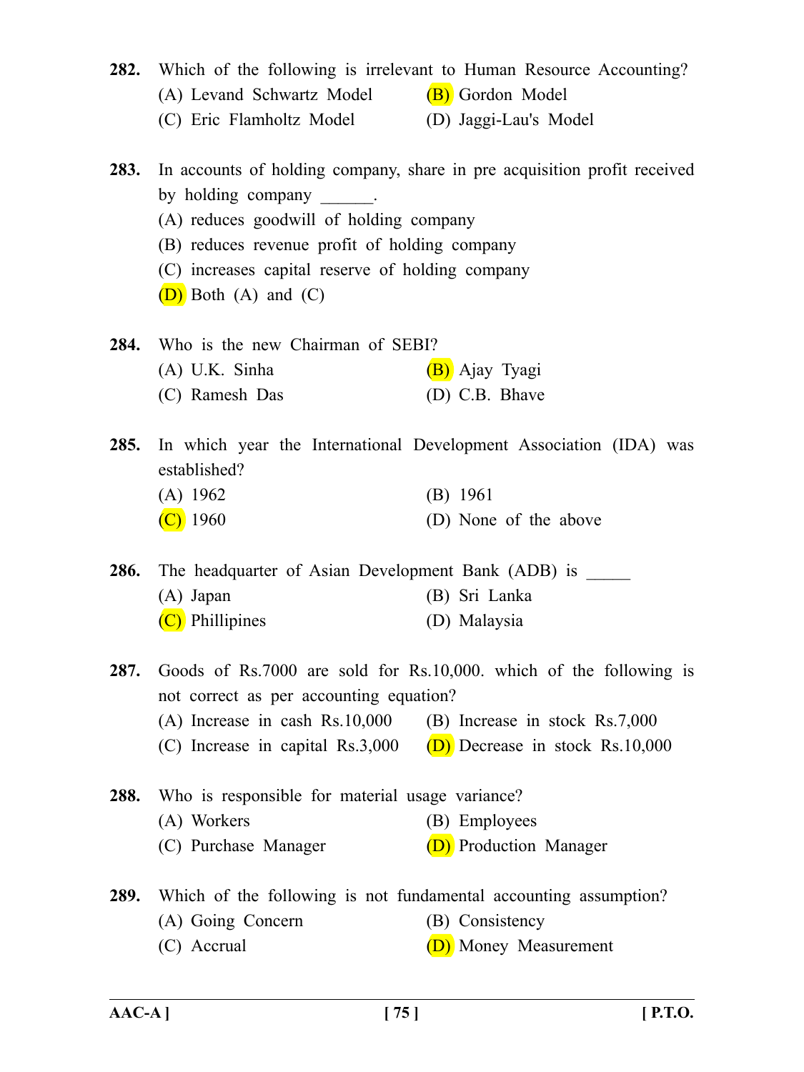**282.** Which of the following is irrelevant to Human Resource Accounting?

(A) Levand Schwartz Model
(B) Gordon Model
(C) Eric Flamholtz Model
(D) Jaggi-Lau's Model

**283.** In accounts of holding company, share in pre acquisition profit received by holding company ______.

(A) reduces goodwill of holding company
(B) reduces revenue profit of holding company
(C) increases capital reserve of holding company
(D) Both (A) and (C)

**284.** Who is the new Chairman of SEBI?

(A) U.K. Sinha
(B) Ajay Tyagi
(C) Ramesh Das
(D) C.B. Bhave

**285.** In which year the International Development Association (IDA) was established?

(A) 1962
(B) 1961
(C) 1960
(D) None of the above

**286.** The headquarter of Asian Development Bank (ADB) is _____

(A) Japan
(B) Sri Lanka
(C) Phillipines
(D) Malaysia

**287.** Goods of Rs.7000 are sold for Rs.10,000. which of the following is not correct as per accounting equation?

(A) Increase in cash Rs.10,000
(B) Increase in stock Rs.7,000
(C) Increase in capital Rs.3,000
(D) Decrease in stock Rs.10,000

**288.** Who is responsible for material usage variance?

(A) Workers
(B) Employees
(C) Purchase Manager
(D) Production Manager

**289.** Which of the following is not fundamental accounting assumption?

(A) Going Concern
(B) Consistency
(C) Accrual
(D) Money Measurement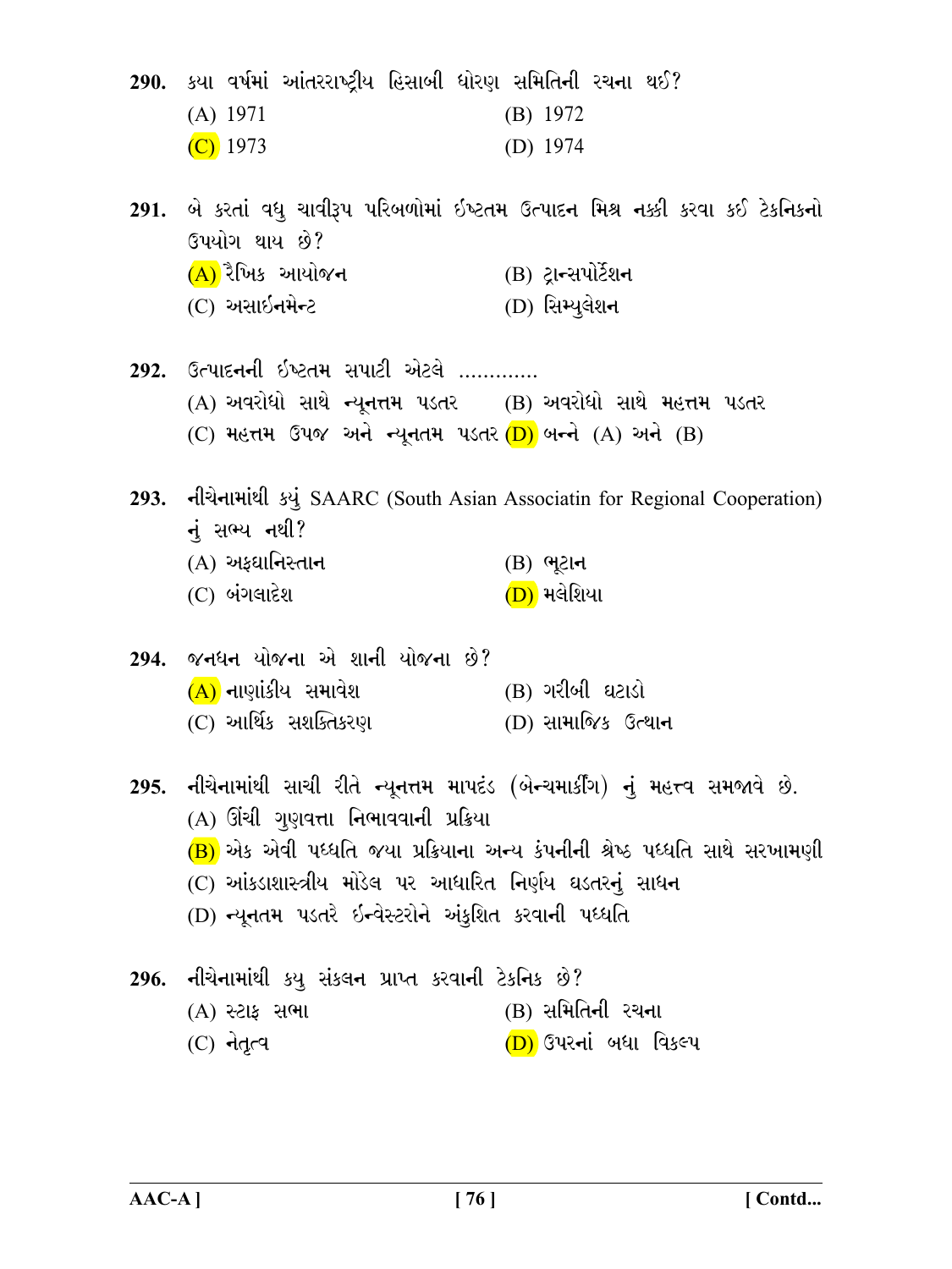290. કયા વર્ષમાં આંતરરાષ્ટ્રીય હિસાબી ધોરણ સમિતિની રચના થઈ?

(A) 1971
(B) 1972
(C) 1973
(D) 1974

291. બે કરતાં વધુ ચાવીરૂપ પરિબળોમાં ઈષ્ટતમ ઉત્પાદન મિશ્ર નક્કી કરવા કઈ ટેકનિકનો ઉપયોગ થાય છે?

(A) રૈખિક આયોજન
(B) ટ્રાન્સપોર્ટેશન
(C) અસાઈનમેન્ટ
(D) સિમ્યુલેશન

292. ઉત્પાદનની ઈષ્ટતમ સપાટી એટલે ............

(A) અવરોધો સાથે ન્યૂનત્તમ પડતર
(B) અવરોધો સાથે મહત્તમ પડતર
(C) મહત્તમ ઉપજ અને ન્યૂનતમ પડતર
(D) બન્ને (A) અને (B)

293. નીચેનામાંથી કયું SAARC (South Asian Associatin for Regional Cooperation) નું સભ્ય નથી?

(A) અફઘાનિસ્તાન
(B) ભૂટાન
(C) બંગલાદેશ
(D) મલેશિયા

294. જનધન યોજના એ શાની યોજના છે?

(A) નાણાંકીય સમાવેશ
(B) ગરીબી ઘટાડો
(C) આર્થિક સશક્તિકરણ
(D) સામાજિક ઉત્થાન

295. નીચેનામાંથી સાચી રીતે ન્યૂનત્તમ માપદંડ (બેન્ચમાર્કીંગ) નું મહત્ત્વ સમજાવે છે.

(A) ઊંચી ગુણવત્તા નિભાવવાની પ્રક્રિયા
(B) એક એવી પધ્ધતિ જ્યા પ્રક્રિયાના અન્ય કંપનીની શ્રેષ્ઠ પધ્ધતિ સાથે સરખામણી
(C) આંકડાશાસ્ત્રીય મોડેલ પર આધારિત નિર્ણય ઘડતરનું સાધન
(D) ન્યૂનતમ પડતરે ઈન્વેસ્ટરોને અંકુશિત કરવાની પધ્ધતિ

296. નીચેનામાંથી કયુ સંકલન પ્રાપ્ત કરવાની ટેકનિક છે?

(A) સ્ટાફ સભા
(B) સમિતિની રચના
(C) નેતૃત્વ
(D) ઉપરનાં બધા વિકલ્પ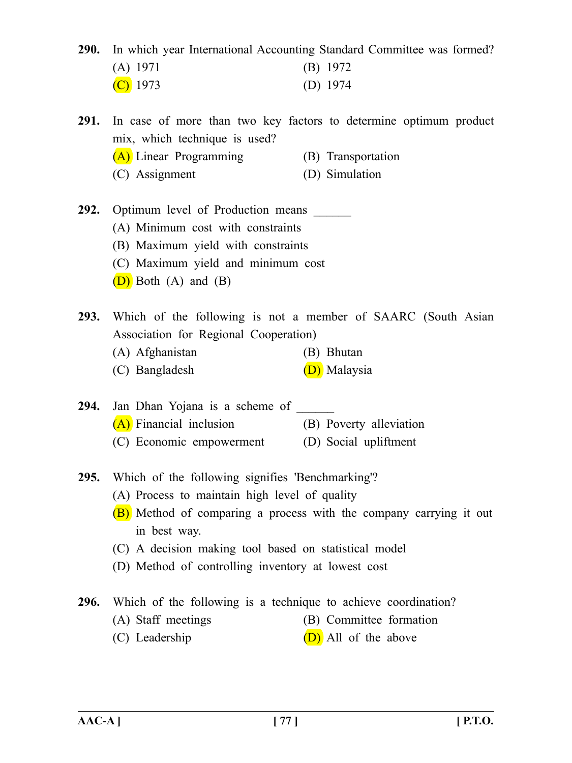**290.** In which year International Accounting Standard Committee was formed?

(A) 1971 (B) 1972

(C) 1973 (D) 1974

**291.** In case of more than two key factors to determine optimum product mix, which technique is used?

(A) Linear Programming (B) Transportation

(C) Assignment (D) Simulation

**292.** Optimum level of Production means ______

(A) Minimum cost with constraints

(B) Maximum yield with constraints

(C) Maximum yield and minimum cost

(D) Both (A) and (B)

**293.** Which of the following is not a member of SAARC (South Asian Association for Regional Cooperation)

(A) Afghanistan (B) Bhutan

(C) Bangladesh (D) Malaysia

**294.** Jan Dhan Yojana is a scheme of ______

(A) Financial inclusion (B) Poverty alleviation

(C) Economic empowerment (D) Social upliftment

**295.** Which of the following signifies 'Benchmarking'?

(A) Process to maintain high level of quality

(B) Method of comparing a process with the company carrying it out in best way.

(C) A decision making tool based on statistical model

(D) Method of controlling inventory at lowest cost

**296.** Which of the following is a technique to achieve coordination?

(A) Staff meetings (B) Committee formation

(C) Leadership (D) All of the above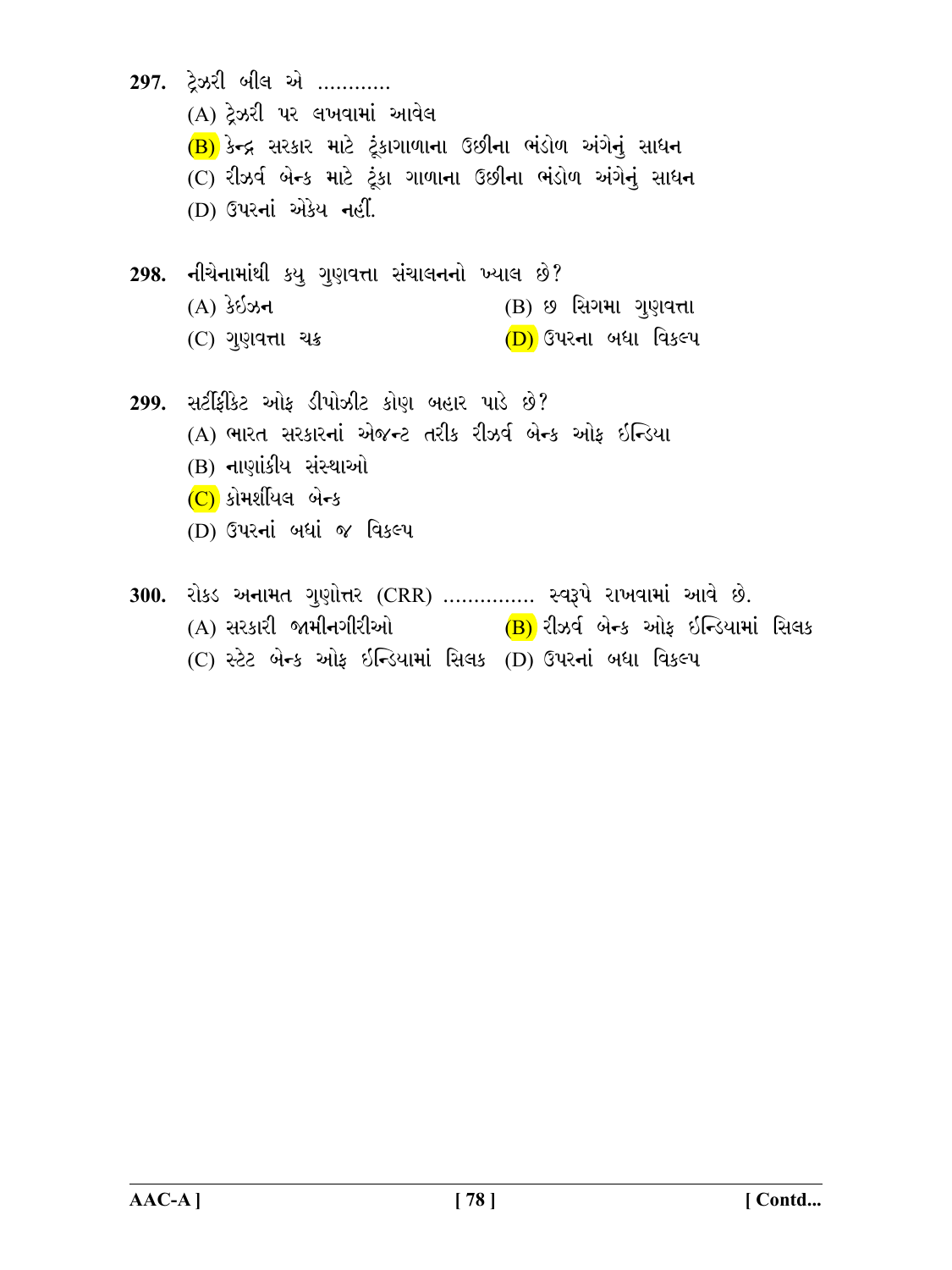**297.** ટ્રેઝરી બીલ એ ............

(A) ટ્રેઝરી પર લખવામાં આવેલ

(B) કેન્દ્ર સરકાર માટે ટૂંકાગાળાના ઉછીના ભંડોળ અંગેનું સાધન

(C) રીઝર્વ બેન્ક માટે ટૂંકા ગાળાના ઉછીના ભંડોળ અંગેનું સાધન

(D) ઉપરનાં એકેય નહીં.

**298.** નીચેનામાંથી કયુ ગુણવત્તા સંચાલનનો ખ્યાલ છે?

(A) કેઇઝન

(B) છ સિગમા ગુણવત્તા

(C) ગુણવત્તા ચક્ર

(D) ઉપરના બધા વિકલ્પ

**299.** સર્ટીફીકેટ ઓફ ડીપોઝીટ કોણ બહાર પાડે છે?

(A) ભારત સરકારનાં એજન્ટ તરીક રીઝર્વ બેન્ક ઓફ ઇન્ડિયા

(B) નાણાંકીય સંસ્થાઓ

(C) કોમર્શીયલ બેન્ક

(D) ઉપરનાં બધાં જ વિકલ્પ

**300.** રોકડ અનામત ગુણોત્તર (CRR) ............... સ્વરૂપે રાખવામાં આવે છે.

(A) સરકારી જામીનગીરીઓ

(B) રીઝર્વ બેન્ક ઓફ ઇન્ડિયામાં સિલક

(C) સ્ટેટ બેન્ક ઓફ ઇન્ડિયામાં સિલક

(D) ઉપરનાં બધા વિકલ્પ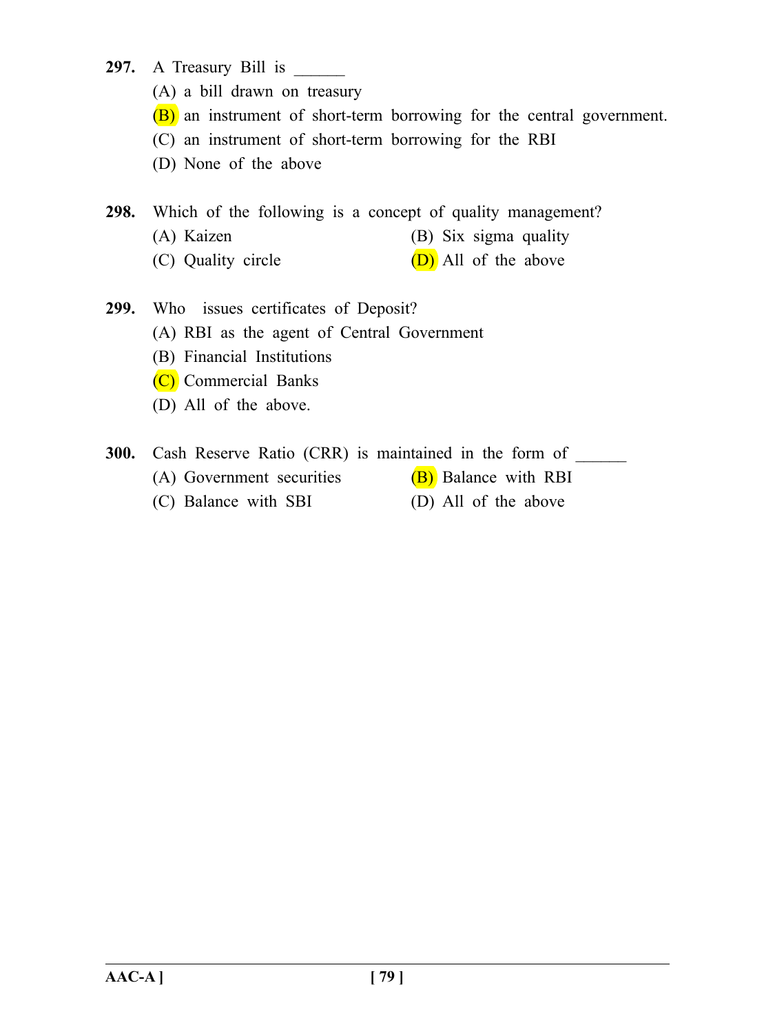**297.** A Treasury Bill is ______

(A) a bill drawn on treasury

(B) an instrument of short-term borrowing for the central government.

(C) an instrument of short-term borrowing for the RBI

(D) None of the above

**298.** Which of the following is a concept of quality management?

(A) Kaizen

(B) Six sigma quality

(C) Quality circle

(D) All of the above

**299.** Who issues certificates of Deposit?

(A) RBI as the agent of Central Government

(B) Financial Institutions

(C) Commercial Banks

(D) All of the above.

**300.** Cash Reserve Ratio (CRR) is maintained in the form of ______

(A) Government securities

(B) Balance with RBI

(C) Balance with SBI

(D) All of the above